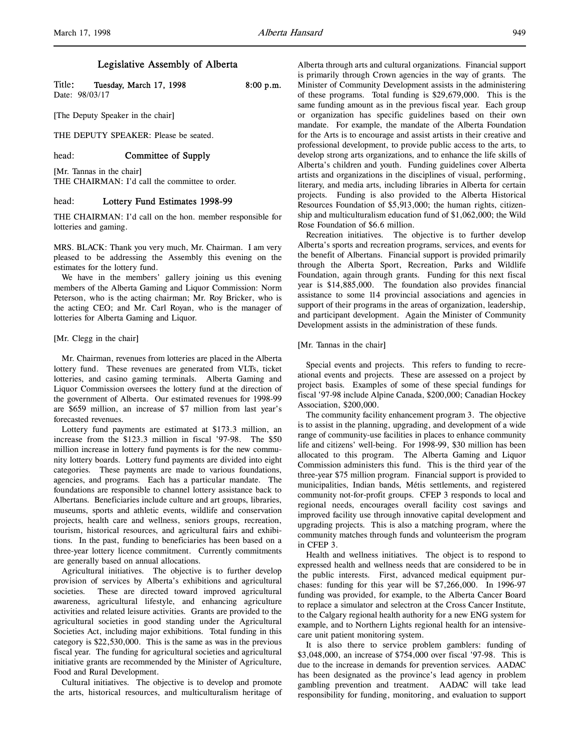## Legislative Assembly of Alberta

Title: **Tuesday, March 17, 1998** 8:00 p.m.
Date: 98/03/17

[The Deputy Speaker in the chair]

THE DEPUTY SPEAKER: Please be seated.

head: **Committee of Supply**

[Mr. Tannas in the chair]
THE CHAIRMAN: I'd call the committee to order.

head: **Lottery Fund Estimates 1998-99**

THE CHAIRMAN: I'd call on the hon. member responsible for lotteries and gaming.

MRS. BLACK: Thank you very much, Mr. Chairman. I am very pleased to be addressing the Assembly this evening on the estimates for the lottery fund.

We have in the members' gallery joining us this evening members of the Alberta Gaming and Liquor Commission: Norm Peterson, who is the acting chairman; Mr. Roy Bricker, who is the acting CEO; and Mr. Carl Royan, who is the manager of lotteries for Alberta Gaming and Liquor.

[Mr. Clegg in the chair]

Mr. Chairman, revenues from lotteries are placed in the Alberta lottery fund. These revenues are generated from VLTs, ticket lotteries, and casino gaming terminals. Alberta Gaming and Liquor Commission oversees the lottery fund at the direction of the government of Alberta. Our estimated revenues for 1998-99 are $659 million, an increase of $7 million from last year's forecasted revenues.

Lottery fund payments are estimated at $173.3 million, an increase from the $123.3 million in fiscal '97-98. The $50 million increase in lottery fund payments is for the new community lottery boards. Lottery fund payments are divided into eight categories. These payments are made to various foundations, agencies, and programs. Each has a particular mandate. The foundations are responsible to channel lottery assistance back to Albertans. Beneficiaries include culture and art groups, libraries, museums, sports and athletic events, wildlife and conservation projects, health care and wellness, seniors groups, recreation, tourism, historical resources, and agricultural fairs and exhibitions. In the past, funding to beneficiaries has been based on a three-year lottery licence commitment. Currently commitments are generally based on annual allocations.

Agricultural initiatives. The objective is to further develop provision of services by Alberta's exhibitions and agricultural societies. These are directed toward improved agricultural awareness, agricultural lifestyle, and enhancing agriculture activities and related leisure activities. Grants are provided to the agricultural societies in good standing under the Agricultural Societies Act, including major exhibitions. Total funding in this category is $22,530,000. This is the same as was in the previous fiscal year. The funding for agricultural societies and agricultural initiative grants are recommended by the Minister of Agriculture, Food and Rural Development.

Cultural initiatives. The objective is to develop and promote the arts, historical resources, and multiculturalism heritage of Alberta through arts and cultural organizations. Financial support is primarily through Crown agencies in the way of grants. The Minister of Community Development assists in the administering of these programs. Total funding is $29,679,000. This is the same funding amount as in the previous fiscal year. Each group or organization has specific guidelines based on their own mandate. For example, the mandate of the Alberta Foundation for the Arts is to encourage and assist artists in their creative and professional development, to provide public access to the arts, to develop strong arts organizations, and to enhance the life skills of Alberta's children and youth. Funding guidelines cover Alberta artists and organizations in the disciplines of visual, performing, literary, and media arts, including libraries in Alberta for certain projects. Funding is also provided to the Alberta Historical Resources Foundation of $5,913,000; the human rights, citizenship and multiculturalism education fund of $1,062,000; the Wild Rose Foundation of $6.6 million.

Recreation initiatives. The objective is to further develop Alberta's sports and recreation programs, services, and events for the benefit of Albertans. Financial support is provided primarily through the Alberta Sport, Recreation, Parks and Wildlife Foundation, again through grants. Funding for this next fiscal year is $14,885,000. The foundation also provides financial assistance to some 114 provincial associations and agencies in support of their programs in the areas of organization, leadership, and participant development. Again the Minister of Community Development assists in the administration of these funds.

[Mr. Tannas in the chair]

Special events and projects. This refers to funding to recreational events and projects. These are assessed on a project by project basis. Examples of some of these special fundings for fiscal '97-98 include Alpine Canada, $200,000; Canadian Hockey Association, $200,000.

The community facility enhancement program 3. The objective is to assist in the planning, upgrading, and development of a wide range of community-use facilities in places to enhance community life and citizens' well-being. For 1998-99, $30 million has been allocated to this program. The Alberta Gaming and Liquor Commission administers this fund. This is the third year of the three-year $75 million program. Financial support is provided to municipalities, Indian bands, Métis settlements, and registered community not-for-profit groups. CFEP 3 responds to local and regional needs, encourages overall facility cost savings and improved facility use through innovative capital development and upgrading projects. This is also a matching program, where the community matches through funds and volunteerism the program in CFEP 3.

Health and wellness initiatives. The object is to respond to expressed health and wellness needs that are considered to be in the public interests. First, advanced medical equipment purchases: funding for this year will be $7,266,000. In 1996-97 funding was provided, for example, to the Alberta Cancer Board to replace a simulator and selectron at the Cross Cancer Institute, to the Calgary regional health authority for a new ENG system for example, and to Northern Lights regional health for an intensive-care unit patient monitoring system.

It is also there to service problem gamblers: funding of $3,048,000, an increase of $754,000 over fiscal '97-98. This is due to the increase in demands for prevention services. AADAC has been designated as the province's lead agency in problem gambling prevention and treatment. AADAC will take lead responsibility for funding, monitoring, and evaluation to support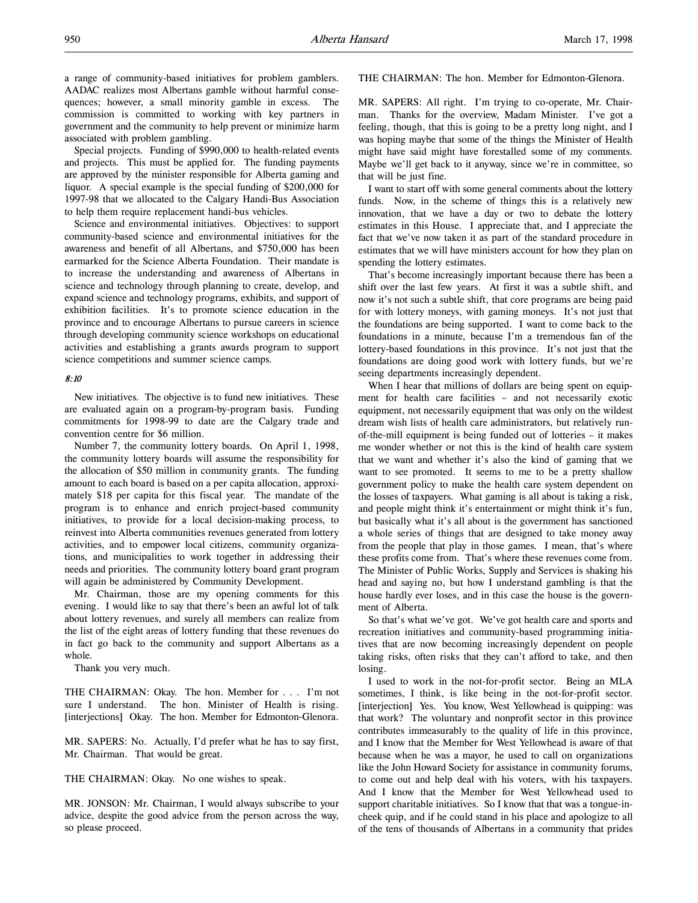a range of community-based initiatives for problem gamblers. AADAC realizes most Albertans gamble without harmful consequences; however, a small minority gamble in excess. The commission is committed to working with key partners in government and the community to help prevent or minimize harm associated with problem gambling.

Special projects. Funding of $990,000 to health-related events and projects. This must be applied for. The funding payments are approved by the minister responsible for Alberta gaming and liquor. A special example is the special funding of $200,000 for 1997-98 that we allocated to the Calgary Handi-Bus Association to help them require replacement handi-bus vehicles.

Science and environmental initiatives. Objectives: to support community-based science and environmental initiatives for the awareness and benefit of all Albertans, and $750,000 has been earmarked for the Science Alberta Foundation. Their mandate is to increase the understanding and awareness of Albertans in science and technology through planning to create, develop, and expand science and technology programs, exhibits, and support of exhibition facilities. It's to promote science education in the province and to encourage Albertans to pursue careers in science through developing community science workshops on educational activities and establishing a grants awards program to support science competitions and summer science camps.

*8:10*

New initiatives. The objective is to fund new initiatives. These are evaluated again on a program-by-program basis. Funding commitments for 1998-99 to date are the Calgary trade and convention centre for $6 million.

Number 7, the community lottery boards. On April 1, 1998, the community lottery boards will assume the responsibility for the allocation of $50 million in community grants. The funding amount to each board is based on a per capita allocation, approximately $18 per capita for this fiscal year. The mandate of the program is to enhance and enrich project-based community initiatives, to provide for a local decision-making process, to reinvest into Alberta communities revenues generated from lottery activities, and to empower local citizens, community organizations, and municipalities to work together in addressing their needs and priorities. The community lottery board grant program will again be administered by Community Development.

Mr. Chairman, those are my opening comments for this evening. I would like to say that there's been an awful lot of talk about lottery revenues, and surely all members can realize from the list of the eight areas of lottery funding that these revenues do in fact go back to the community and support Albertans as a whole.

Thank you very much.

THE CHAIRMAN: Okay. The hon. Member for . . . I'm not sure I understand. The hon. Minister of Health is rising. [interjections] Okay. The hon. Member for Edmonton-Glenora.

MR. SAPERS: No. Actually, I'd prefer what he has to say first, Mr. Chairman. That would be great.

THE CHAIRMAN: Okay. No one wishes to speak.

MR. JONSON: Mr. Chairman, I would always subscribe to your advice, despite the good advice from the person across the way, so please proceed.

THE CHAIRMAN: The hon. Member for Edmonton-Glenora.

MR. SAPERS: All right. I'm trying to co-operate, Mr. Chairman. Thanks for the overview, Madam Minister. I've got a feeling, though, that this is going to be a pretty long night, and I was hoping maybe that some of the things the Minister of Health might have said might have forestalled some of my comments. Maybe we'll get back to it anyway, since we're in committee, so that will be just fine.

I want to start off with some general comments about the lottery funds. Now, in the scheme of things this is a relatively new innovation, that we have a day or two to debate the lottery estimates in this House. I appreciate that, and I appreciate the fact that we've now taken it as part of the standard procedure in estimates that we will have ministers account for how they plan on spending the lottery estimates.

That's become increasingly important because there has been a shift over the last few years. At first it was a subtle shift, and now it's not such a subtle shift, that core programs are being paid for with lottery moneys, with gaming moneys. It's not just that the foundations are being supported. I want to come back to the foundations in a minute, because I'm a tremendous fan of the lottery-based foundations in this province. It's not just that the foundations are doing good work with lottery funds, but we're seeing departments increasingly dependent.

When I hear that millions of dollars are being spent on equipment for health care facilities – and not necessarily exotic equipment, not necessarily equipment that was only on the wildest dream wish lists of health care administrators, but relatively run-of-the-mill equipment is being funded out of lotteries – it makes me wonder whether or not this is the kind of health care system that we want and whether it's also the kind of gaming that we want to see promoted. It seems to me to be a pretty shallow government policy to make the health care system dependent on the losses of taxpayers. What gaming is all about is taking a risk, and people might think it's entertainment or might think it's fun, but basically what it's all about is the government has sanctioned a whole series of things that are designed to take money away from the people that play in those games. I mean, that's where these profits come from. That's where these revenues come from. The Minister of Public Works, Supply and Services is shaking his head and saying no, but how I understand gambling is that the house hardly ever loses, and in this case the house is the government of Alberta.

So that's what we've got. We've got health care and sports and recreation initiatives and community-based programming initiatives that are now becoming increasingly dependent on people taking risks, often risks that they can't afford to take, and then losing.

I used to work in the not-for-profit sector. Being an MLA sometimes, I think, is like being in the not-for-profit sector. [interjection] Yes. You know, West Yellowhead is quipping: was that work? The voluntary and nonprofit sector in this province contributes immeasurably to the quality of life in this province, and I know that the Member for West Yellowhead is aware of that because when he was a mayor, he used to call on organizations like the John Howard Society for assistance in community forums, to come out and help deal with his voters, with his taxpayers. And I know that the Member for West Yellowhead used to support charitable initiatives. So I know that that was a tongue-in-cheek quip, and if he could stand in his place and apologize to all of the tens of thousands of Albertans in a community that prides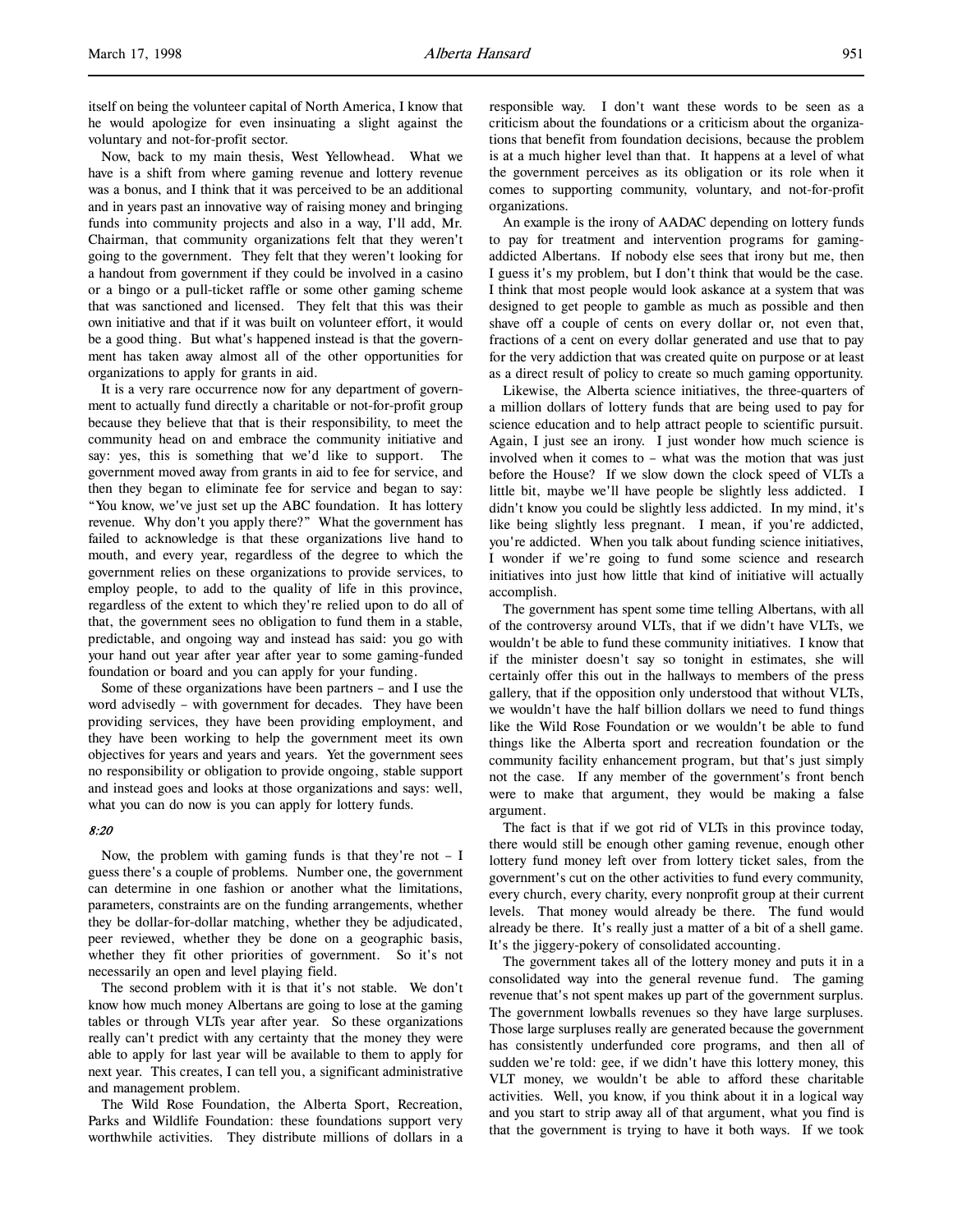itself on being the volunteer capital of North America, I know that he would apologize for even insinuating a slight against the voluntary and not-for-profit sector.

Now, back to my main thesis, West Yellowhead. What we have is a shift from where gaming revenue and lottery revenue was a bonus, and I think that it was perceived to be an additional and in years past an innovative way of raising money and bringing funds into community projects and also in a way, I'll add, Mr. Chairman, that community organizations felt that they weren't going to the government. They felt that they weren't looking for a handout from government if they could be involved in a casino or a bingo or a pull-ticket raffle or some other gaming scheme that was sanctioned and licensed. They felt that this was their own initiative and that if it was built on volunteer effort, it would be a good thing. But what's happened instead is that the government has taken away almost all of the other opportunities for organizations to apply for grants in aid.

It is a very rare occurrence now for any department of government to actually fund directly a charitable or not-for-profit group because they believe that that is their responsibility, to meet the community head on and embrace the community initiative and say: yes, this is something that we'd like to support. The government moved away from grants in aid to fee for service, and then they began to eliminate fee for service and began to say: "You know, we've just set up the ABC foundation. It has lottery revenue. Why don't you apply there?" What the government has failed to acknowledge is that these organizations live hand to mouth, and every year, regardless of the degree to which the government relies on these organizations to provide services, to employ people, to add to the quality of life in this province, regardless of the extent to which they're relied upon to do all of that, the government sees no obligation to fund them in a stable, predictable, and ongoing way and instead has said: you go with your hand out year after year after year to some gaming-funded foundation or board and you can apply for your funding.

Some of these organizations have been partners – and I use the word advisedly – with government for decades. They have been providing services, they have been providing employment, and they have been working to help the government meet its own objectives for years and years and years. Yet the government sees no responsibility or obligation to provide ongoing, stable support and instead goes and looks at those organizations and says: well, what you can do now is you can apply for lottery funds.

*8:20*

Now, the problem with gaming funds is that they're not – I guess there's a couple of problems. Number one, the government can determine in one fashion or another what the limitations, parameters, constraints are on the funding arrangements, whether they be dollar-for-dollar matching, whether they be adjudicated, peer reviewed, whether they be done on a geographic basis, whether they fit other priorities of government. So it's not necessarily an open and level playing field.

The second problem with it is that it's not stable. We don't know how much money Albertans are going to lose at the gaming tables or through VLTs year after year. So these organizations really can't predict with any certainty that the money they were able to apply for last year will be available to them to apply for next year. This creates, I can tell you, a significant administrative and management problem.

The Wild Rose Foundation, the Alberta Sport, Recreation, Parks and Wildlife Foundation: these foundations support very worthwhile activities. They distribute millions of dollars in a responsible way. I don't want these words to be seen as a criticism about the foundations or a criticism about the organizations that benefit from foundation decisions, because the problem is at a much higher level than that. It happens at a level of what the government perceives as its obligation or its role when it comes to supporting community, voluntary, and not-for-profit organizations.

An example is the irony of AADAC depending on lottery funds to pay for treatment and intervention programs for gaming-addicted Albertans. If nobody else sees that irony but me, then I guess it's my problem, but I don't think that would be the case. I think that most people would look askance at a system that was designed to get people to gamble as much as possible and then shave off a couple of cents on every dollar or, not even that, fractions of a cent on every dollar generated and use that to pay for the very addiction that was created quite on purpose or at least as a direct result of policy to create so much gaming opportunity.

Likewise, the Alberta science initiatives, the three-quarters of a million dollars of lottery funds that are being used to pay for science education and to help attract people to scientific pursuit. Again, I just see an irony. I just wonder how much science is involved when it comes to – what was the motion that was just before the House? If we slow down the clock speed of VLTs a little bit, maybe we'll have people be slightly less addicted. I didn't know you could be slightly less addicted. In my mind, it's like being slightly less pregnant. I mean, if you're addicted, you're addicted. When you talk about funding science initiatives, I wonder if we're going to fund some science and research initiatives into just how little that kind of initiative will actually accomplish.

The government has spent some time telling Albertans, with all of the controversy around VLTs, that if we didn't have VLTs, we wouldn't be able to fund these community initiatives. I know that if the minister doesn't say so tonight in estimates, she will certainly offer this out in the hallways to members of the press gallery, that if the opposition only understood that without VLTs, we wouldn't have the half billion dollars we need to fund things like the Wild Rose Foundation or we wouldn't be able to fund things like the Alberta sport and recreation foundation or the community facility enhancement program, but that's just simply not the case. If any member of the government's front bench were to make that argument, they would be making a false argument.

The fact is that if we got rid of VLTs in this province today, there would still be enough other gaming revenue, enough other lottery fund money left over from lottery ticket sales, from the government's cut on the other activities to fund every community, every church, every charity, every nonprofit group at their current levels. That money would already be there. The fund would already be there. It's really just a matter of a bit of a shell game. It's the jiggery-pokery of consolidated accounting.

The government takes all of the lottery money and puts it in a consolidated way into the general revenue fund. The gaming revenue that's not spent makes up part of the government surplus. The government lowballs revenues so they have large surpluses. Those large surpluses really are generated because the government has consistently underfunded core programs, and then all of sudden we're told: gee, if we didn't have this lottery money, this VLT money, we wouldn't be able to afford these charitable activities. Well, you know, if you think about it in a logical way and you start to strip away all of that argument, what you find is that the government is trying to have it both ways. If we took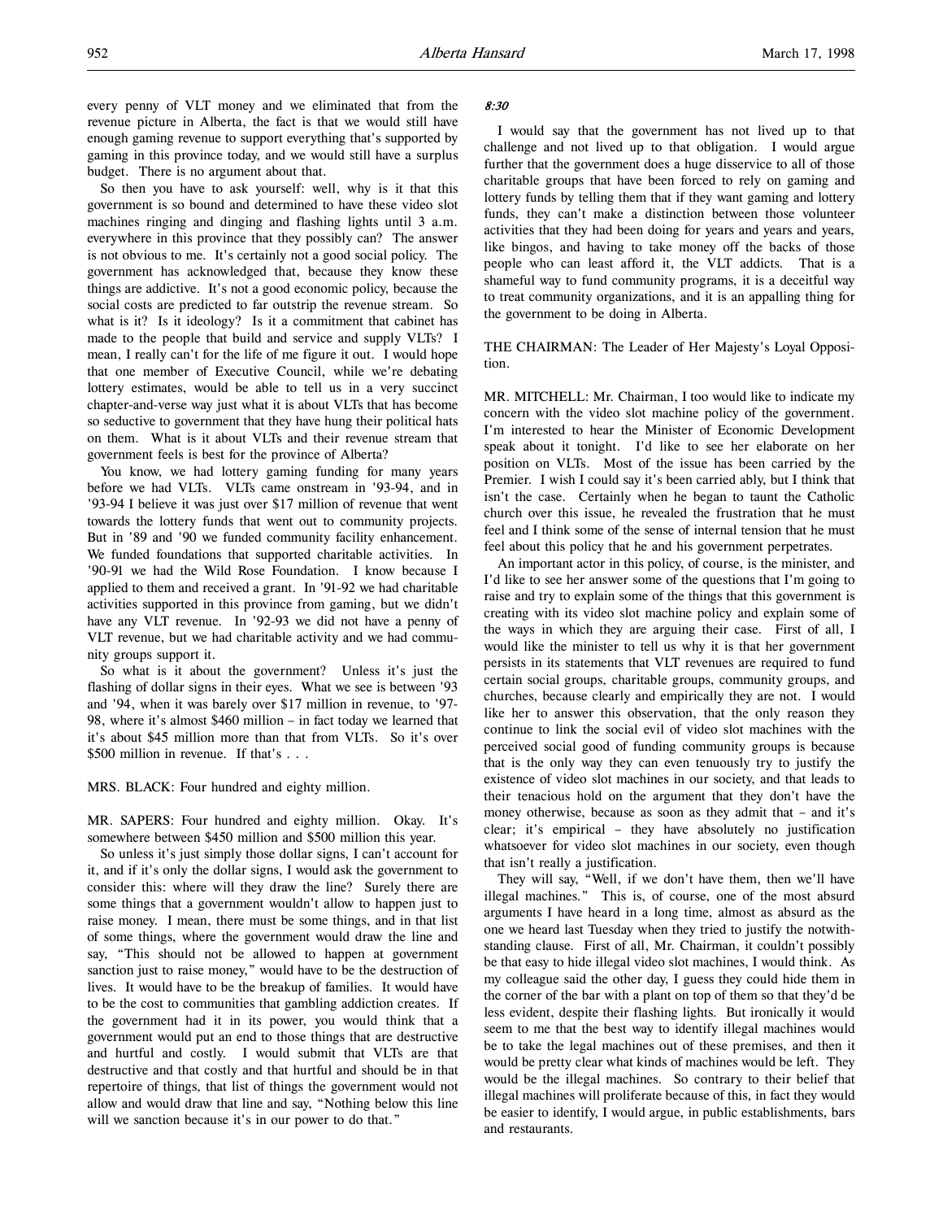every penny of VLT money and we eliminated that from the revenue picture in Alberta, the fact is that we would still have enough gaming revenue to support everything that's supported by gaming in this province today, and we would still have a surplus budget. There is no argument about that.

So then you have to ask yourself: well, why is it that this government is so bound and determined to have these video slot machines ringing and dinging and flashing lights until 3 a.m. everywhere in this province that they possibly can? The answer is not obvious to me. It's certainly not a good social policy. The government has acknowledged that, because they know these things are addictive. It's not a good economic policy, because the social costs are predicted to far outstrip the revenue stream. So what is it? Is it ideology? Is it a commitment that cabinet has made to the people that build and service and supply VLTs? I mean, I really can't for the life of me figure it out. I would hope that one member of Executive Council, while we're debating lottery estimates, would be able to tell us in a very succinct chapter-and-verse way just what it is about VLTs that has become so seductive to government that they have hung their political hats on them. What is it about VLTs and their revenue stream that government feels is best for the province of Alberta?

You know, we had lottery gaming funding for many years before we had VLTs. VLTs came onstream in '93-94, and in '93-94 I believe it was just over $17 million of revenue that went towards the lottery funds that went out to community projects. But in '89 and '90 we funded community facility enhancement. We funded foundations that supported charitable activities. In '90-91 we had the Wild Rose Foundation. I know because I applied to them and received a grant. In '91-92 we had charitable activities supported in this province from gaming, but we didn't have any VLT revenue. In '92-93 we did not have a penny of VLT revenue, but we had charitable activity and we had community groups support it.

So what is it about the government? Unless it's just the flashing of dollar signs in their eyes. What we see is between '93 and '94, when it was barely over $17 million in revenue, to '97-98, where it's almost $460 million – in fact today we learned that it's about $45 million more than that from VLTs. So it's over $500 million in revenue. If that's . . .

MRS. BLACK: Four hundred and eighty million.

MR. SAPERS: Four hundred and eighty million. Okay. It's somewhere between $450 million and $500 million this year.

So unless it's just simply those dollar signs, I can't account for it, and if it's only the dollar signs, I would ask the government to consider this: where will they draw the line? Surely there are some things that a government wouldn't allow to happen just to raise money. I mean, there must be some things, and in that list of some things, where the government would draw the line and say, "This should not be allowed to happen at government sanction just to raise money," would have to be the destruction of lives. It would have to be the breakup of families. It would have to be the cost to communities that gambling addiction creates. If the government had it in its power, you would think that a government would put an end to those things that are destructive and hurtful and costly. I would submit that VLTs are that destructive and that costly and that hurtful and should be in that repertoire of things, that list of things the government would not allow and would draw that line and say, "Nothing below this line will we sanction because it's in our power to do that."

*8:30*

I would say that the government has not lived up to that challenge and not lived up to that obligation. I would argue further that the government does a huge disservice to all of those charitable groups that have been forced to rely on gaming and lottery funds by telling them that if they want gaming and lottery funds, they can't make a distinction between those volunteer activities that they had been doing for years and years and years, like bingos, and having to take money off the backs of those people who can least afford it, the VLT addicts. That is a shameful way to fund community programs, it is a deceitful way to treat community organizations, and it is an appalling thing for the government to be doing in Alberta.

THE CHAIRMAN: The Leader of Her Majesty's Loyal Opposition.

MR. MITCHELL: Mr. Chairman, I too would like to indicate my concern with the video slot machine policy of the government. I'm interested to hear the Minister of Economic Development speak about it tonight. I'd like to see her elaborate on her position on VLTs. Most of the issue has been carried by the Premier. I wish I could say it's been carried ably, but I think that isn't the case. Certainly when he began to taunt the Catholic church over this issue, he revealed the frustration that he must feel and I think some of the sense of internal tension that he must feel about this policy that he and his government perpetrates.

An important actor in this policy, of course, is the minister, and I'd like to see her answer some of the questions that I'm going to raise and try to explain some of the things that this government is creating with its video slot machine policy and explain some of the ways in which they are arguing their case. First of all, I would like the minister to tell us why it is that her government persists in its statements that VLT revenues are required to fund certain social groups, charitable groups, community groups, and churches, because clearly and empirically they are not. I would like her to answer this observation, that the only reason they continue to link the social evil of video slot machines with the perceived social good of funding community groups is because that is the only way they can even tenuously try to justify the existence of video slot machines in our society, and that leads to their tenacious hold on the argument that they don't have the money otherwise, because as soon as they admit that – and it's clear; it's empirical – they have absolutely no justification whatsoever for video slot machines in our society, even though that isn't really a justification.

They will say, "Well, if we don't have them, then we'll have illegal machines." This is, of course, one of the most absurd arguments I have heard in a long time, almost as absurd as the one we heard last Tuesday when they tried to justify the notwithstanding clause. First of all, Mr. Chairman, it couldn't possibly be that easy to hide illegal video slot machines, I would think. As my colleague said the other day, I guess they could hide them in the corner of the bar with a plant on top of them so that they'd be less evident, despite their flashing lights. But ironically it would seem to me that the best way to identify illegal machines would be to take the legal machines out of these premises, and then it would be pretty clear what kinds of machines would be left. They would be the illegal machines. So contrary to their belief that illegal machines will proliferate because of this, in fact they would be easier to identify, I would argue, in public establishments, bars and restaurants.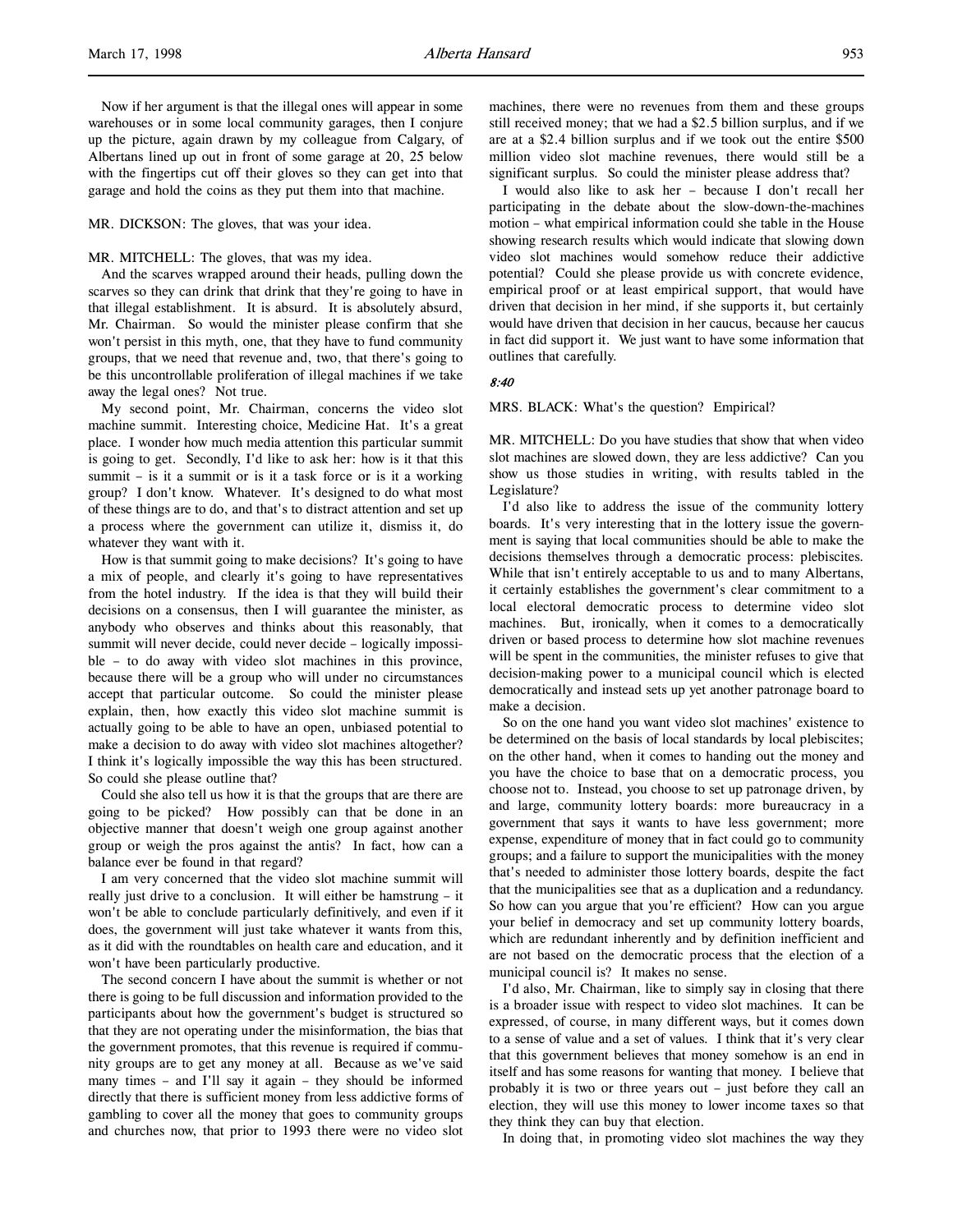Now if her argument is that the illegal ones will appear in some warehouses or in some local community garages, then I conjure up the picture, again drawn by my colleague from Calgary, of Albertans lined up out in front of some garage at 20, 25 below with the fingertips cut off their gloves so they can get into that garage and hold the coins as they put them into that machine.

MR. DICKSON: The gloves, that was your idea.

MR. MITCHELL: The gloves, that was my idea.

And the scarves wrapped around their heads, pulling down the scarves so they can drink that drink that they're going to have in that illegal establishment. It is absurd. It is absolutely absurd, Mr. Chairman. So would the minister please confirm that she won't persist in this myth, one, that they have to fund community groups, that we need that revenue and, two, that there's going to be this uncontrollable proliferation of illegal machines if we take away the legal ones? Not true.

My second point, Mr. Chairman, concerns the video slot machine summit. Interesting choice, Medicine Hat. It's a great place. I wonder how much media attention this particular summit is going to get. Secondly, I'd like to ask her: how is it that this summit – is it a summit or is it a task force or is it a working group? I don't know. Whatever. It's designed to do what most of these things are to do, and that's to distract attention and set up a process where the government can utilize it, dismiss it, do whatever they want with it.

How is that summit going to make decisions? It's going to have a mix of people, and clearly it's going to have representatives from the hotel industry. If the idea is that they will build their decisions on a consensus, then I will guarantee the minister, as anybody who observes and thinks about this reasonably, that summit will never decide, could never decide – logically impossible – to do away with video slot machines in this province, because there will be a group who will under no circumstances accept that particular outcome. So could the minister please explain, then, how exactly this video slot machine summit is actually going to be able to have an open, unbiased potential to make a decision to do away with video slot machines altogether? I think it's logically impossible the way this has been structured. So could she please outline that?

Could she also tell us how it is that the groups that are there are going to be picked? How possibly can that be done in an objective manner that doesn't weigh one group against another group or weigh the pros against the antis? In fact, how can a balance ever be found in that regard?

I am very concerned that the video slot machine summit will really just drive to a conclusion. It will either be hamstrung – it won't be able to conclude particularly definitively, and even if it does, the government will just take whatever it wants from this, as it did with the roundtables on health care and education, and it won't have been particularly productive.

The second concern I have about the summit is whether or not there is going to be full discussion and information provided to the participants about how the government's budget is structured so that they are not operating under the misinformation, the bias that the government promotes, that this revenue is required if community groups are to get any money at all. Because as we've said many times – and I'll say it again – they should be informed directly that there is sufficient money from less addictive forms of gambling to cover all the money that goes to community groups and churches now, that prior to 1993 there were no video slot machines, there were no revenues from them and these groups still received money; that we had a $2.5 billion surplus, and if we are at a $2.4 billion surplus and if we took out the entire $500 million video slot machine revenues, there would still be a significant surplus. So could the minister please address that?

I would also like to ask her – because I don't recall her participating in the debate about the slow-down-the-machines motion – what empirical information could she table in the House showing research results which would indicate that slowing down video slot machines would somehow reduce their addictive potential? Could she please provide us with concrete evidence, empirical proof or at least empirical support, that would have driven that decision in her mind, if she supports it, but certainly would have driven that decision in her caucus, because her caucus in fact did support it. We just want to have some information that outlines that carefully.

*8:40*

MRS. BLACK: What's the question? Empirical?

MR. MITCHELL: Do you have studies that show that when video slot machines are slowed down, they are less addictive? Can you show us those studies in writing, with results tabled in the Legislature?

I'd also like to address the issue of the community lottery boards. It's very interesting that in the lottery issue the government is saying that local communities should be able to make the decisions themselves through a democratic process: plebiscites. While that isn't entirely acceptable to us and to many Albertans, it certainly establishes the government's clear commitment to a local electoral democratic process to determine video slot machines. But, ironically, when it comes to a democratically driven or based process to determine how slot machine revenues will be spent in the communities, the minister refuses to give that decision-making power to a municipal council which is elected democratically and instead sets up yet another patronage board to make a decision.

So on the one hand you want video slot machines' existence to be determined on the basis of local standards by local plebiscites; on the other hand, when it comes to handing out the money and you have the choice to base that on a democratic process, you choose not to. Instead, you choose to set up patronage driven, by and large, community lottery boards: more bureaucracy in a government that says it wants to have less government; more expense, expenditure of money that in fact could go to community groups; and a failure to support the municipalities with the money that's needed to administer those lottery boards, despite the fact that the municipalities see that as a duplication and a redundancy. So how can you argue that you're efficient? How can you argue your belief in democracy and set up community lottery boards, which are redundant inherently and by definition inefficient and are not based on the democratic process that the election of a municipal council is? It makes no sense.

I'd also, Mr. Chairman, like to simply say in closing that there is a broader issue with respect to video slot machines. It can be expressed, of course, in many different ways, but it comes down to a sense of value and a set of values. I think that it's very clear that this government believes that money somehow is an end in itself and has some reasons for wanting that money. I believe that probably it is two or three years out – just before they call an election, they will use this money to lower income taxes so that they think they can buy that election.

In doing that, in promoting video slot machines the way they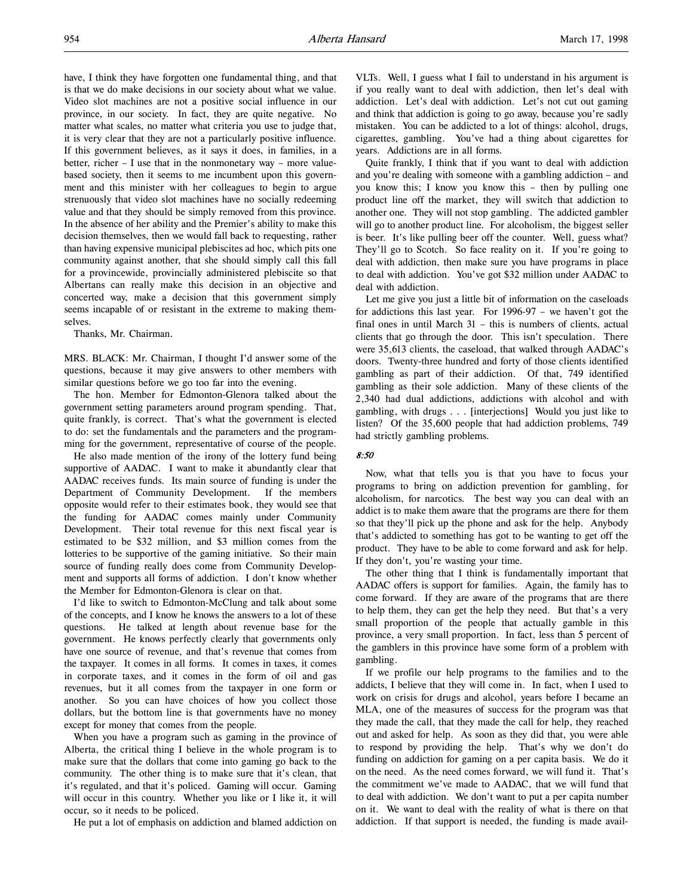have, I think they have forgotten one fundamental thing, and that is that we do make decisions in our society about what we value. Video slot machines are not a positive social influence in our province, in our society. In fact, they are quite negative. No matter what scales, no matter what criteria you use to judge that, it is very clear that they are not a particularly positive influence. If this government believes, as it says it does, in families, in a better, richer – I use that in the nonmonetary way – more value-based society, then it seems to me incumbent upon this government and this minister with her colleagues to begin to argue strenuously that video slot machines have no socially redeeming value and that they should be simply removed from this province. In the absence of her ability and the Premier's ability to make this decision themselves, then we would fall back to requesting, rather than having expensive municipal plebiscites ad hoc, which pits one community against another, that she should simply call this fall for a provincewide, provincially administered plebiscite so that Albertans can really make this decision in an objective and concerted way, make a decision that this government simply seems incapable of or resistant in the extreme to making themselves.

Thanks, Mr. Chairman.

MRS. BLACK: Mr. Chairman, I thought I'd answer some of the questions, because it may give answers to other members with similar questions before we go too far into the evening.

The hon. Member for Edmonton-Glenora talked about the government setting parameters around program spending. That, quite frankly, is correct. That's what the government is elected to do: set the fundamentals and the parameters and the programming for the government, representative of course of the people.

He also made mention of the irony of the lottery fund being supportive of AADAC. I want to make it abundantly clear that AADAC receives funds. Its main source of funding is under the Department of Community Development. If the members opposite would refer to their estimates book, they would see that the funding for AADAC comes mainly under Community Development. Their total revenue for this next fiscal year is estimated to be $32 million, and $3 million comes from the lotteries to be supportive of the gaming initiative. So their main source of funding really does come from Community Development and supports all forms of addiction. I don't know whether the Member for Edmonton-Glenora is clear on that.

I'd like to switch to Edmonton-McClung and talk about some of the concepts, and I know he knows the answers to a lot of these questions. He talked at length about revenue base for the government. He knows perfectly clearly that governments only have one source of revenue, and that's revenue that comes from the taxpayer. It comes in all forms. It comes in taxes, it comes in corporate taxes, and it comes in the form of oil and gas revenues, but it all comes from the taxpayer in one form or another. So you can have choices of how you collect those dollars, but the bottom line is that governments have no money except for money that comes from the people.

When you have a program such as gaming in the province of Alberta, the critical thing I believe in the whole program is to make sure that the dollars that come into gaming go back to the community. The other thing is to make sure that it's clean, that it's regulated, and that it's policed. Gaming will occur. Gaming will occur in this country. Whether you like or I like it, it will occur, so it needs to be policed.

He put a lot of emphasis on addiction and blamed addiction on VLTs. Well, I guess what I fail to understand in his argument is if you really want to deal with addiction, then let's deal with addiction. Let's deal with addiction. Let's not cut out gaming and think that addiction is going to go away, because you're sadly mistaken. You can be addicted to a lot of things: alcohol, drugs, cigarettes, gambling. You've had a thing about cigarettes for years. Addictions are in all forms.

Quite frankly, I think that if you want to deal with addiction and you're dealing with someone with a gambling addiction – and you know this; I know you know this – then by pulling one product line off the market, they will switch that addiction to another one. They will not stop gambling. The addicted gambler will go to another product line. For alcoholism, the biggest seller is beer. It's like pulling beer off the counter. Well, guess what? They'll go to Scotch. So face reality on it. If you're going to deal with addiction, then make sure you have programs in place to deal with addiction. You've got $32 million under AADAC to deal with addiction.

Let me give you just a little bit of information on the caseloads for addictions this last year. For 1996-97 – we haven't got the final ones in until March 31 – this is numbers of clients, actual clients that go through the door. This isn't speculation. There were 35,613 clients, the caseload, that walked through AADAC's doors. Twenty-three hundred and forty of those clients identified gambling as part of their addiction. Of that, 749 identified gambling as their sole addiction. Many of these clients of the 2,340 had dual addictions, addictions with alcohol and with gambling, with drugs . . . [interjections] Would you just like to listen? Of the 35,600 people that had addiction problems, 749 had strictly gambling problems.

*8:50*

Now, what that tells you is that you have to focus your programs to bring on addiction prevention for gambling, for alcoholism, for narcotics. The best way you can deal with an addict is to make them aware that the programs are there for them so that they'll pick up the phone and ask for the help. Anybody that's addicted to something has got to be wanting to get off the product. They have to be able to come forward and ask for help. If they don't, you're wasting your time.

The other thing that I think is fundamentally important that AADAC offers is support for families. Again, the family has to come forward. If they are aware of the programs that are there to help them, they can get the help they need. But that's a very small proportion of the people that actually gamble in this province, a very small proportion. In fact, less than 5 percent of the gamblers in this province have some form of a problem with gambling.

If we profile our help programs to the families and to the addicts, I believe that they will come in. In fact, when I used to work on crisis for drugs and alcohol, years before I became an MLA, one of the measures of success for the program was that they made the call, that they made the call for help, they reached out and asked for help. As soon as they did that, you were able to respond by providing the help. That's why we don't do funding on addiction for gaming on a per capita basis. We do it on the need. As the need comes forward, we will fund it. That's the commitment we've made to AADAC, that we will fund that to deal with addiction. We don't want to put a per capita number on it. We want to deal with the reality of what is there on that addiction. If that support is needed, the funding is made avail-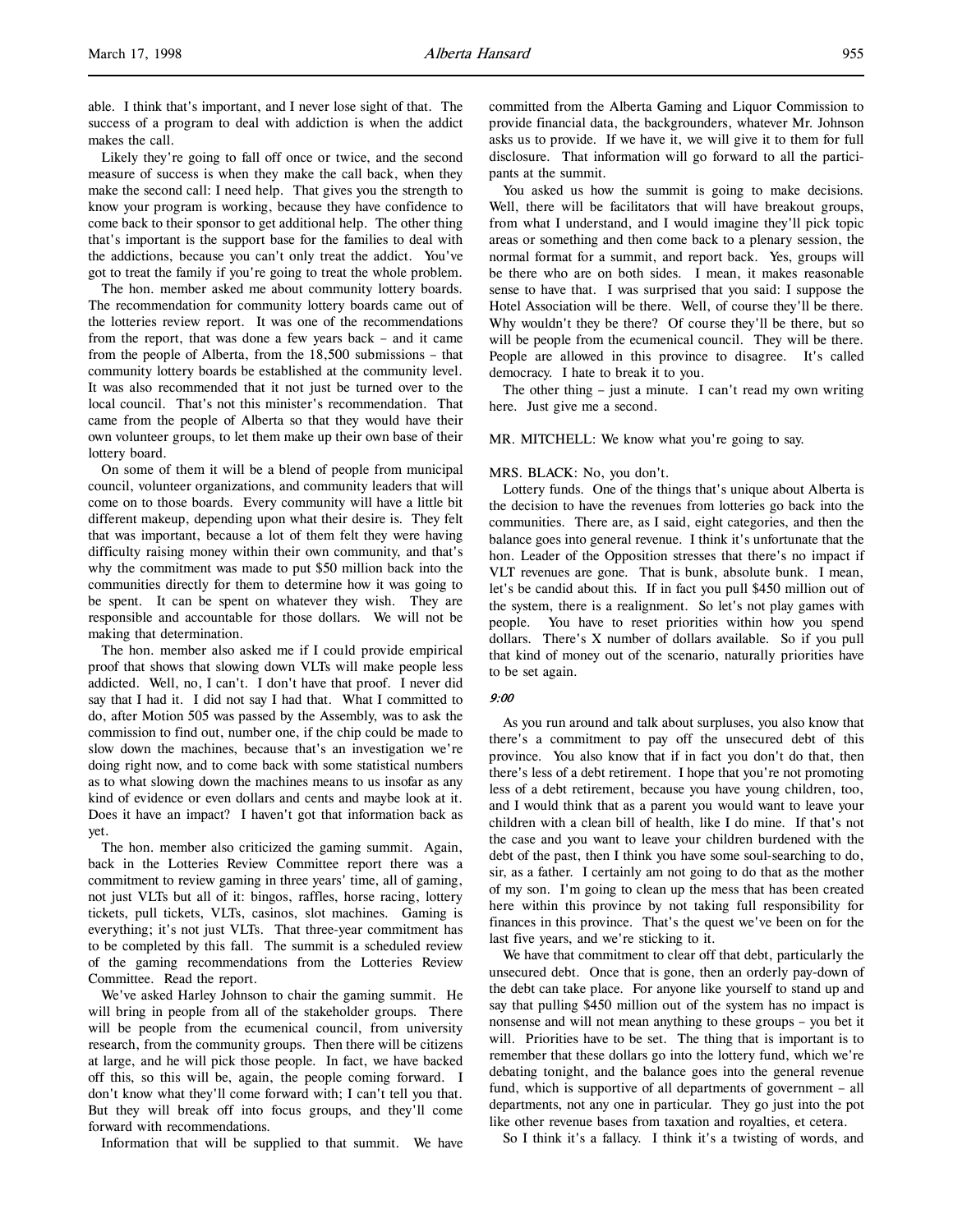able. I think that's important, and I never lose sight of that. The success of a program to deal with addiction is when the addict makes the call.

Likely they're going to fall off once or twice, and the second measure of success is when they make the call back, when they make the second call: I need help. That gives you the strength to know your program is working, because they have confidence to come back to their sponsor to get additional help. The other thing that's important is the support base for the families to deal with the addictions, because you can't only treat the addict. You've got to treat the family if you're going to treat the whole problem.

The hon. member asked me about community lottery boards. The recommendation for community lottery boards came out of the lotteries review report. It was one of the recommendations from the report, that was done a few years back – and it came from the people of Alberta, from the 18,500 submissions – that community lottery boards be established at the community level. It was also recommended that it not just be turned over to the local council. That's not this minister's recommendation. That came from the people of Alberta so that they would have their own volunteer groups, to let them make up their own base of their lottery board.

On some of them it will be a blend of people from municipal council, volunteer organizations, and community leaders that will come on to those boards. Every community will have a little bit different makeup, depending upon what their desire is. They felt that was important, because a lot of them felt they were having difficulty raising money within their own community, and that's why the commitment was made to put $50 million back into the communities directly for them to determine how it was going to be spent. It can be spent on whatever they wish. They are responsible and accountable for those dollars. We will not be making that determination.

The hon. member also asked me if I could provide empirical proof that shows that slowing down VLTs will make people less addicted. Well, no, I can't. I don't have that proof. I never did say that I had it. I did not say I had that. What I committed to do, after Motion 505 was passed by the Assembly, was to ask the commission to find out, number one, if the chip could be made to slow down the machines, because that's an investigation we're doing right now, and to come back with some statistical numbers as to what slowing down the machines means to us insofar as any kind of evidence or even dollars and cents and maybe look at it. Does it have an impact? I haven't got that information back as yet.

The hon. member also criticized the gaming summit. Again, back in the Lotteries Review Committee report there was a commitment to review gaming in three years' time, all of gaming, not just VLTs but all of it: bingos, raffles, horse racing, lottery tickets, pull tickets, VLTs, casinos, slot machines. Gaming is everything; it's not just VLTs. That three-year commitment has to be completed by this fall. The summit is a scheduled review of the gaming recommendations from the Lotteries Review Committee. Read the report.

We've asked Harley Johnson to chair the gaming summit. He will bring in people from all of the stakeholder groups. There will be people from the ecumenical council, from university research, from the community groups. Then there will be citizens at large, and he will pick those people. In fact, we have backed off this, so this will be, again, the people coming forward. I don't know what they'll come forward with; I can't tell you that. But they will break off into focus groups, and they'll come forward with recommendations.

Information that will be supplied to that summit. We have committed from the Alberta Gaming and Liquor Commission to provide financial data, the backgrounders, whatever Mr. Johnson asks us to provide. If we have it, we will give it to them for full disclosure. That information will go forward to all the participants at the summit.

You asked us how the summit is going to make decisions. Well, there will be facilitators that will have breakout groups, from what I understand, and I would imagine they'll pick topic areas or something and then come back to a plenary session, the normal format for a summit, and report back. Yes, groups will be there who are on both sides. I mean, it makes reasonable sense to have that. I was surprised that you said: I suppose the Hotel Association will be there. Well, of course they'll be there. Why wouldn't they be there? Of course they'll be there, but so will be people from the ecumenical council. They will be there. People are allowed in this province to disagree. It's called democracy. I hate to break it to you.

The other thing – just a minute. I can't read my own writing here. Just give me a second.

MR. MITCHELL: We know what you're going to say.

MRS. BLACK: No, you don't.

Lottery funds. One of the things that's unique about Alberta is the decision to have the revenues from lotteries go back into the communities. There are, as I said, eight categories, and then the balance goes into general revenue. I think it's unfortunate that the hon. Leader of the Opposition stresses that there's no impact if VLT revenues are gone. That is bunk, absolute bunk. I mean, let's be candid about this. If in fact you pull $450 million out of the system, there is a realignment. So let's not play games with people. You have to reset priorities within how you spend dollars. There's X number of dollars available. So if you pull that kind of money out of the scenario, naturally priorities have to be set again.

*9:00*

As you run around and talk about surpluses, you also know that there's a commitment to pay off the unsecured debt of this province. You also know that if in fact you don't do that, then there's less of a debt retirement. I hope that you're not promoting less of a debt retirement, because you have young children, too, and I would think that as a parent you would want to leave your children with a clean bill of health, like I do mine. If that's not the case and you want to leave your children burdened with the debt of the past, then I think you have some soul-searching to do, sir, as a father. I certainly am not going to do that as the mother of my son. I'm going to clean up the mess that has been created here within this province by not taking full responsibility for finances in this province. That's the quest we've been on for the last five years, and we're sticking to it.

We have that commitment to clear off that debt, particularly the unsecured debt. Once that is gone, then an orderly pay-down of the debt can take place. For anyone like yourself to stand up and say that pulling $450 million out of the system has no impact is nonsense and will not mean anything to these groups – you bet it will. Priorities have to be set. The thing that is important is to remember that these dollars go into the lottery fund, which we're debating tonight, and the balance goes into the general revenue fund, which is supportive of all departments of government – all departments, not any one in particular. They go just into the pot like other revenue bases from taxation and royalties, et cetera.

So I think it's a fallacy. I think it's a twisting of words, and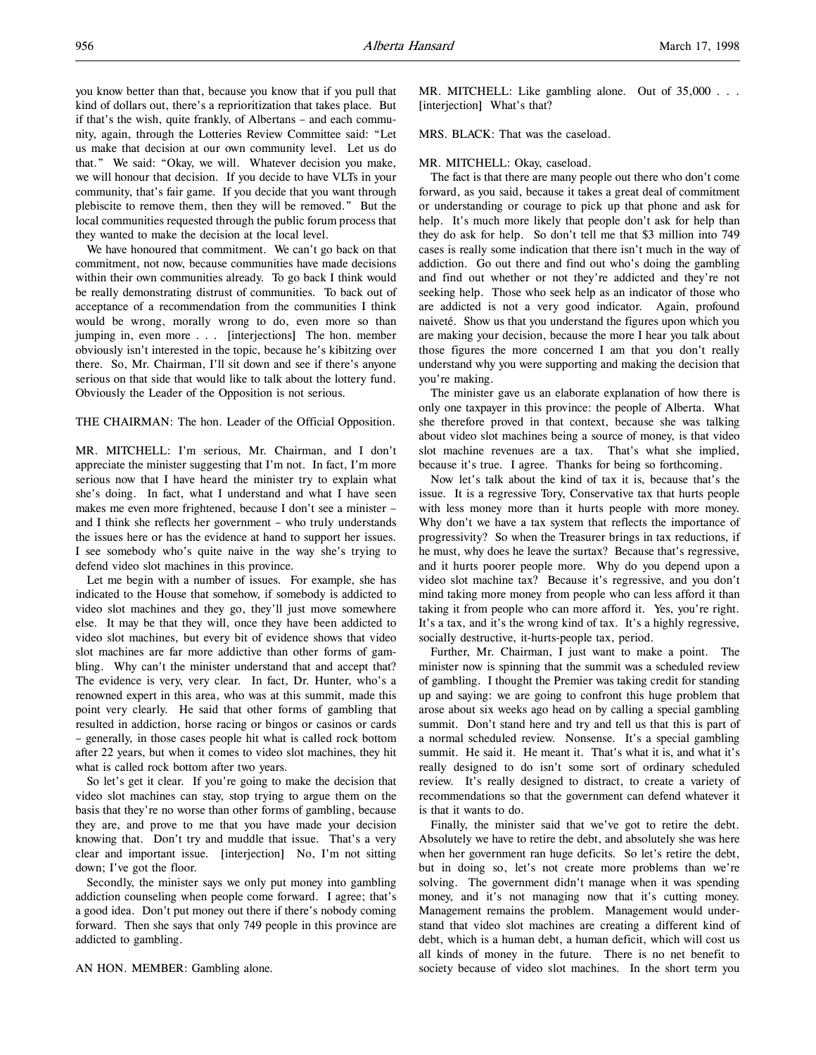you know better than that, because you know that if you pull that kind of dollars out, there's a reprioritization that takes place. But if that's the wish, quite frankly, of Albertans – and each community, again, through the Lotteries Review Committee said: "Let us make that decision at our own community level. Let us do that." We said: "Okay, we will. Whatever decision you make, we will honour that decision. If you decide to have VLTs in your community, that's fair game. If you decide that you want through plebiscite to remove them, then they will be removed." But the local communities requested through the public forum process that they wanted to make the decision at the local level.

We have honoured that commitment. We can't go back on that commitment, not now, because communities have made decisions within their own communities already. To go back I think would be really demonstrating distrust of communities. To back out of acceptance of a recommendation from the communities I think would be wrong, morally wrong to do, even more so than jumping in, even more . . . [interjections] The hon. member obviously isn't interested in the topic, because he's kibitzing over there. So, Mr. Chairman, I'll sit down and see if there's anyone serious on that side that would like to talk about the lottery fund. Obviously the Leader of the Opposition is not serious.

THE CHAIRMAN: The hon. Leader of the Official Opposition.

MR. MITCHELL: I'm serious, Mr. Chairman, and I don't appreciate the minister suggesting that I'm not. In fact, I'm more serious now that I have heard the minister try to explain what she's doing. In fact, what I understand and what I have seen makes me even more frightened, because I don't see a minister – and I think she reflects her government – who truly understands the issues here or has the evidence at hand to support her issues. I see somebody who's quite naive in the way she's trying to defend video slot machines in this province.

Let me begin with a number of issues. For example, she has indicated to the House that somehow, if somebody is addicted to video slot machines and they go, they'll just move somewhere else. It may be that they will, once they have been addicted to video slot machines, but every bit of evidence shows that video slot machines are far more addictive than other forms of gambling. Why can't the minister understand that and accept that? The evidence is very, very clear. In fact, Dr. Hunter, who's a renowned expert in this area, who was at this summit, made this point very clearly. He said that other forms of gambling that resulted in addiction, horse racing or bingos or casinos or cards – generally, in those cases people hit what is called rock bottom after 22 years, but when it comes to video slot machines, they hit what is called rock bottom after two years.

So let's get it clear. If you're going to make the decision that video slot machines can stay, stop trying to argue them on the basis that they're no worse than other forms of gambling, because they are, and prove to me that you have made your decision knowing that. Don't try and muddle that issue. That's a very clear and important issue. [interjection] No, I'm not sitting down; I've got the floor.

Secondly, the minister says we only put money into gambling addiction counseling when people come forward. I agree; that's a good idea. Don't put money out there if there's nobody coming forward. Then she says that only 749 people in this province are addicted to gambling.

AN HON. MEMBER: Gambling alone.

MR. MITCHELL: Like gambling alone. Out of 35,000 . . . [interjection] What's that?

MRS. BLACK: That was the caseload.

MR. MITCHELL: Okay, caseload.

The fact is that there are many people out there who don't come forward, as you said, because it takes a great deal of commitment or understanding or courage to pick up that phone and ask for help. It's much more likely that people don't ask for help than they do ask for help. So don't tell me that $3 million into 749 cases is really some indication that there isn't much in the way of addiction. Go out there and find out who's doing the gambling and find out whether or not they're addicted and they're not seeking help. Those who seek help as an indicator of those who are addicted is not a very good indicator. Again, profound naiveté. Show us that you understand the figures upon which you are making your decision, because the more I hear you talk about those figures the more concerned I am that you don't really understand why you were supporting and making the decision that you're making.

The minister gave us an elaborate explanation of how there is only one taxpayer in this province: the people of Alberta. What she therefore proved in that context, because she was talking about video slot machines being a source of money, is that video slot machine revenues are a tax. That's what she implied, because it's true. I agree. Thanks for being so forthcoming.

Now let's talk about the kind of tax it is, because that's the issue. It is a regressive Tory, Conservative tax that hurts people with less money more than it hurts people with more money. Why don't we have a tax system that reflects the importance of progressivity? So when the Treasurer brings in tax reductions, if he must, why does he leave the surtax? Because that's regressive, and it hurts poorer people more. Why do you depend upon a video slot machine tax? Because it's regressive, and you don't mind taking more money from people who can less afford it than taking it from people who can more afford it. Yes, you're right. It's a tax, and it's the wrong kind of tax. It's a highly regressive, socially destructive, it-hurts-people tax, period.

Further, Mr. Chairman, I just want to make a point. The minister now is spinning that the summit was a scheduled review of gambling. I thought the Premier was taking credit for standing up and saying: we are going to confront this huge problem that arose about six weeks ago head on by calling a special gambling summit. Don't stand here and try and tell us that this is part of a normal scheduled review. Nonsense. It's a special gambling summit. He said it. He meant it. That's what it is, and what it's really designed to do isn't some sort of ordinary scheduled review. It's really designed to distract, to create a variety of recommendations so that the government can defend whatever it is that it wants to do.

Finally, the minister said that we've got to retire the debt. Absolutely we have to retire the debt, and absolutely she was here when her government ran huge deficits. So let's retire the debt, but in doing so, let's not create more problems than we're solving. The government didn't manage when it was spending money, and it's not managing now that it's cutting money. Management remains the problem. Management would understand that video slot machines are creating a different kind of debt, which is a human debt, a human deficit, which will cost us all kinds of money in the future. There is no net benefit to society because of video slot machines. In the short term you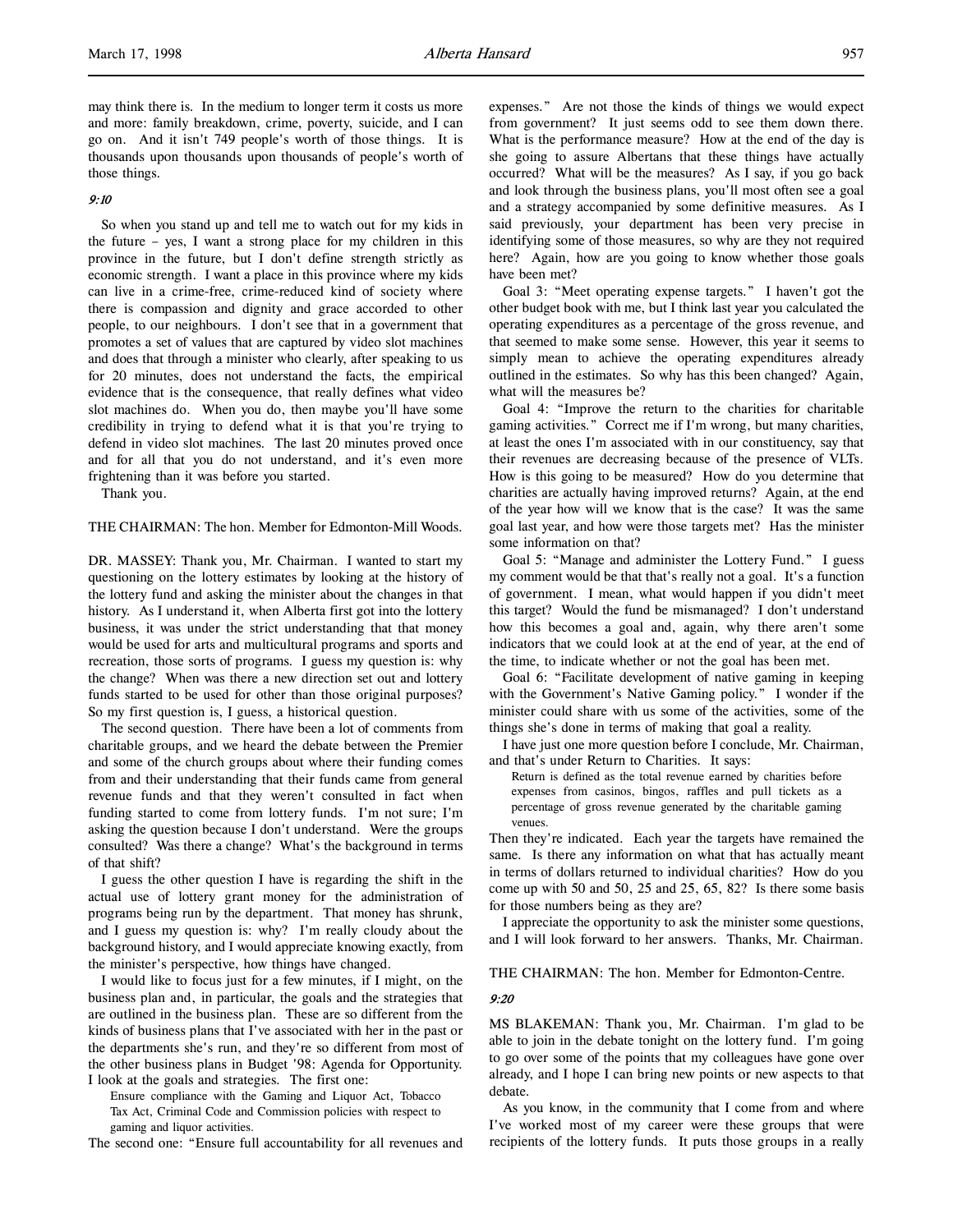may think there is. In the medium to longer term it costs us more and more: family breakdown, crime, poverty, suicide, and I can go on. And it isn't 749 people's worth of those things. It is thousands upon thousands upon thousands of people's worth of those things.

*9:10*

So when you stand up and tell me to watch out for my kids in the future – yes, I want a strong place for my children in this province in the future, but I don't define strength strictly as economic strength. I want a place in this province where my kids can live in a crime-free, crime-reduced kind of society where there is compassion and dignity and grace accorded to other people, to our neighbours. I don't see that in a government that promotes a set of values that are captured by video slot machines and does that through a minister who clearly, after speaking to us for 20 minutes, does not understand the facts, the empirical evidence that is the consequence, that really defines what video slot machines do. When you do, then maybe you'll have some credibility in trying to defend what it is that you're trying to defend in video slot machines. The last 20 minutes proved once and for all that you do not understand, and it's even more frightening than it was before you started.

Thank you.

THE CHAIRMAN: The hon. Member for Edmonton-Mill Woods.

DR. MASSEY: Thank you, Mr. Chairman. I wanted to start my questioning on the lottery estimates by looking at the history of the lottery fund and asking the minister about the changes in that history. As I understand it, when Alberta first got into the lottery business, it was under the strict understanding that that money would be used for arts and multicultural programs and sports and recreation, those sorts of programs. I guess my question is: why the change? When was there a new direction set out and lottery funds started to be used for other than those original purposes? So my first question is, I guess, a historical question.

The second question. There have been a lot of comments from charitable groups, and we heard the debate between the Premier and some of the church groups about where their funding comes from and their understanding that their funds came from general revenue funds and that they weren't consulted in fact when funding started to come from lottery funds. I'm not sure; I'm asking the question because I don't understand. Were the groups consulted? Was there a change? What's the background in terms of that shift?

I guess the other question I have is regarding the shift in the actual use of lottery grant money for the administration of programs being run by the department. That money has shrunk, and I guess my question is: why? I'm really cloudy about the background history, and I would appreciate knowing exactly, from the minister's perspective, how things have changed.

I would like to focus just for a few minutes, if I might, on the business plan and, in particular, the goals and the strategies that are outlined in the business plan. These are so different from the kinds of business plans that I've associated with her in the past or the departments she's run, and they're so different from most of the other business plans in Budget '98: Agenda for Opportunity. I look at the goals and strategies. The first one:

> Ensure compliance with the Gaming and Liquor Act, Tobacco Tax Act, Criminal Code and Commission policies with respect to gaming and liquor activities.

The second one: "Ensure full accountability for all revenues and expenses." Are not those the kinds of things we would expect from government? It just seems odd to see them down there. What is the performance measure? How at the end of the day is she going to assure Albertans that these things have actually occurred? What will be the measures? As I say, if you go back and look through the business plans, you'll most often see a goal and a strategy accompanied by some definitive measures. As I said previously, your department has been very precise in identifying some of those measures, so why are they not required here? Again, how are you going to know whether those goals have been met?

Goal 3: "Meet operating expense targets." I haven't got the other budget book with me, but I think last year you calculated the operating expenditures as a percentage of the gross revenue, and that seemed to make some sense. However, this year it seems to simply mean to achieve the operating expenditures already outlined in the estimates. So why has this been changed? Again, what will the measures be?

Goal 4: "Improve the return to the charities for charitable gaming activities." Correct me if I'm wrong, but many charities, at least the ones I'm associated with in our constituency, say that their revenues are decreasing because of the presence of VLTs. How is this going to be measured? How do you determine that charities are actually having improved returns? Again, at the end of the year how will we know that is the case? It was the same goal last year, and how were those targets met? Has the minister some information on that?

Goal 5: "Manage and administer the Lottery Fund." I guess my comment would be that that's really not a goal. It's a function of government. I mean, what would happen if you didn't meet this target? Would the fund be mismanaged? I don't understand how this becomes a goal and, again, why there aren't some indicators that we could look at at the end of year, at the end of the time, to indicate whether or not the goal has been met.

Goal 6: "Facilitate development of native gaming in keeping with the Government's Native Gaming policy." I wonder if the minister could share with us some of the activities, some of the things she's done in terms of making that goal a reality.

I have just one more question before I conclude, Mr. Chairman, and that's under Return to Charities. It says:

> Return is defined as the total revenue earned by charities before expenses from casinos, bingos, raffles and pull tickets as a percentage of gross revenue generated by the charitable gaming venues.

Then they're indicated. Each year the targets have remained the same. Is there any information on what that has actually meant in terms of dollars returned to individual charities? How do you come up with 50 and 50, 25 and 25, 65, 82? Is there some basis for those numbers being as they are?

I appreciate the opportunity to ask the minister some questions, and I will look forward to her answers. Thanks, Mr. Chairman.

THE CHAIRMAN: The hon. Member for Edmonton-Centre.

*9:20*

MS BLAKEMAN: Thank you, Mr. Chairman. I'm glad to be able to join in the debate tonight on the lottery fund. I'm going to go over some of the points that my colleagues have gone over already, and I hope I can bring new points or new aspects to that debate.

As you know, in the community that I come from and where I've worked most of my career were these groups that were recipients of the lottery funds. It puts those groups in a really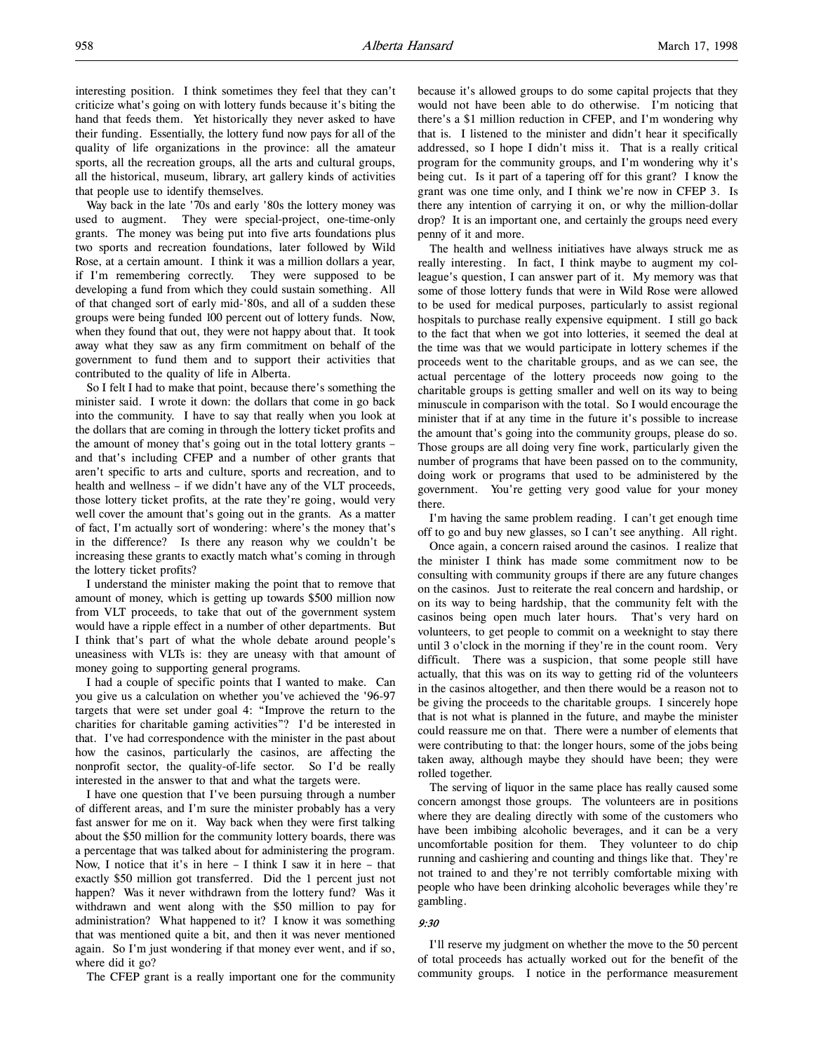interesting position. I think sometimes they feel that they can't criticize what's going on with lottery funds because it's biting the hand that feeds them. Yet historically they never asked to have their funding. Essentially, the lottery fund now pays for all of the quality of life organizations in the province: all the amateur sports, all the recreation groups, all the arts and cultural groups, all the historical, museum, library, art gallery kinds of activities that people use to identify themselves.

Way back in the late '70s and early '80s the lottery money was used to augment. They were special-project, one-time-only grants. The money was being put into five arts foundations plus two sports and recreation foundations, later followed by Wild Rose, at a certain amount. I think it was a million dollars a year, if I'm remembering correctly. They were supposed to be developing a fund from which they could sustain something. All of that changed sort of early mid-'80s, and all of a sudden these groups were being funded 100 percent out of lottery funds. Now, when they found that out, they were not happy about that. It took away what they saw as any firm commitment on behalf of the government to fund them and to support their activities that contributed to the quality of life in Alberta.

So I felt I had to make that point, because there's something the minister said. I wrote it down: the dollars that come in go back into the community. I have to say that really when you look at the dollars that are coming in through the lottery ticket profits and the amount of money that's going out in the total lottery grants – and that's including CFEP and a number of other grants that aren't specific to arts and culture, sports and recreation, and to health and wellness – if we didn't have any of the VLT proceeds, those lottery ticket profits, at the rate they're going, would very well cover the amount that's going out in the grants. As a matter of fact, I'm actually sort of wondering: where's the money that's in the difference? Is there any reason why we couldn't be increasing these grants to exactly match what's coming in through the lottery ticket profits?

I understand the minister making the point that to remove that amount of money, which is getting up towards $500 million now from VLT proceeds, to take that out of the government system would have a ripple effect in a number of other departments. But I think that's part of what the whole debate around people's uneasiness with VLTs is: they are uneasy with that amount of money going to supporting general programs.

I had a couple of specific points that I wanted to make. Can you give us a calculation on whether you've achieved the '96-97 targets that were set under goal 4: "Improve the return to the charities for charitable gaming activities"? I'd be interested in that. I've had correspondence with the minister in the past about how the casinos, particularly the casinos, are affecting the nonprofit sector, the quality-of-life sector. So I'd be really interested in the answer to that and what the targets were.

I have one question that I've been pursuing through a number of different areas, and I'm sure the minister probably has a very fast answer for me on it. Way back when they were first talking about the $50 million for the community lottery boards, there was a percentage that was talked about for administering the program. Now, I notice that it's in here – I think I saw it in here – that exactly $50 million got transferred. Did the 1 percent just not happen? Was it never withdrawn from the lottery fund? Was it withdrawn and went along with the $50 million to pay for administration? What happened to it? I know it was something that was mentioned quite a bit, and then it was never mentioned again. So I'm just wondering if that money ever went, and if so, where did it go?

The CFEP grant is a really important one for the community because it's allowed groups to do some capital projects that they would not have been able to do otherwise. I'm noticing that there's a $1 million reduction in CFEP, and I'm wondering why that is. I listened to the minister and didn't hear it specifically addressed, so I hope I didn't miss it. That is a really critical program for the community groups, and I'm wondering why it's being cut. Is it part of a tapering off for this grant? I know the grant was one time only, and I think we're now in CFEP 3. Is there any intention of carrying it on, or why the million-dollar drop? It is an important one, and certainly the groups need every penny of it and more.

The health and wellness initiatives have always struck me as really interesting. In fact, I think maybe to augment my colleague's question, I can answer part of it. My memory was that some of those lottery funds that were in Wild Rose were allowed to be used for medical purposes, particularly to assist regional hospitals to purchase really expensive equipment. I still go back to the fact that when we got into lotteries, it seemed the deal at the time was that we would participate in lottery schemes if the proceeds went to the charitable groups, and as we can see, the actual percentage of the lottery proceeds now going to the charitable groups is getting smaller and well on its way to being minuscule in comparison with the total. So I would encourage the minister that if at any time in the future it's possible to increase the amount that's going into the community groups, please do so. Those groups are all doing very fine work, particularly given the number of programs that have been passed on to the community, doing work or programs that used to be administered by the government. You're getting very good value for your money there.

I'm having the same problem reading. I can't get enough time off to go and buy new glasses, so I can't see anything. All right.

Once again, a concern raised around the casinos. I realize that the minister I think has made some commitment now to be consulting with community groups if there are any future changes on the casinos. Just to reiterate the real concern and hardship, or on its way to being hardship, that the community felt with the casinos being open much later hours. That's very hard on volunteers, to get people to commit on a weeknight to stay there until 3 o'clock in the morning if they're in the count room. Very difficult. There was a suspicion, that some people still have actually, that this was on its way to getting rid of the volunteers in the casinos altogether, and then there would be a reason not to be giving the proceeds to the charitable groups. I sincerely hope that is not what is planned in the future, and maybe the minister could reassure me on that. There were a number of elements that were contributing to that: the longer hours, some of the jobs being taken away, although maybe they should have been; they were rolled together.

The serving of liquor in the same place has really caused some concern amongst those groups. The volunteers are in positions where they are dealing directly with some of the customers who have been imbibing alcoholic beverages, and it can be a very uncomfortable position for them. They volunteer to do chip running and cashiering and counting and things like that. They're not trained to and they're not terribly comfortable mixing with people who have been drinking alcoholic beverages while they're gambling.

*9:30*

I'll reserve my judgment on whether the move to the 50 percent of total proceeds has actually worked out for the benefit of the community groups. I notice in the performance measurement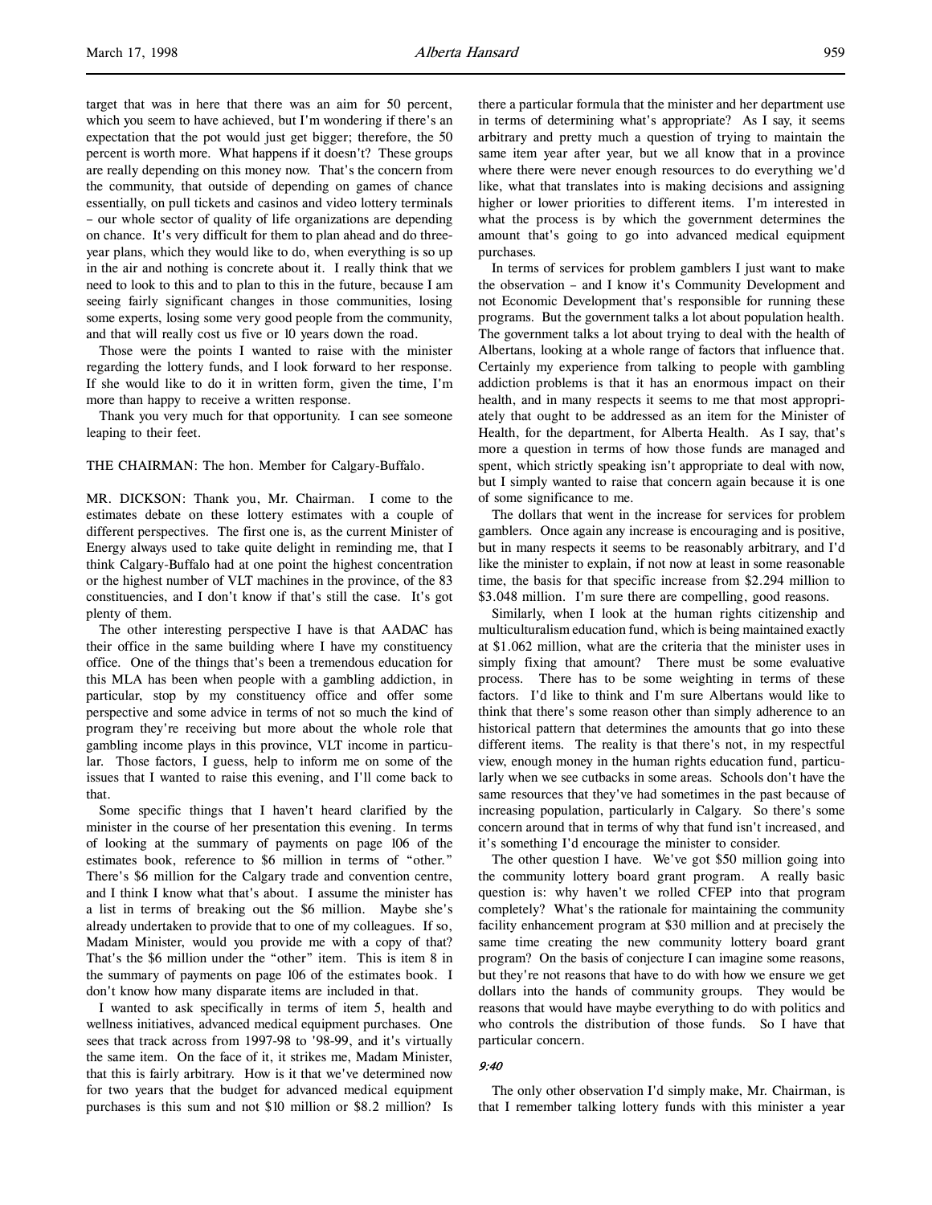target that was in here that there was an aim for 50 percent, which you seem to have achieved, but I'm wondering if there's an expectation that the pot would just get bigger; therefore, the 50 percent is worth more. What happens if it doesn't? These groups are really depending on this money now. That's the concern from the community, that outside of depending on games of chance essentially, on pull tickets and casinos and video lottery terminals – our whole sector of quality of life organizations are depending on chance. It's very difficult for them to plan ahead and do three-year plans, which they would like to do, when everything is so up in the air and nothing is concrete about it. I really think that we need to look to this and to plan to this in the future, because I am seeing fairly significant changes in those communities, losing some experts, losing some very good people from the community, and that will really cost us five or 10 years down the road.

Those were the points I wanted to raise with the minister regarding the lottery funds, and I look forward to her response. If she would like to do it in written form, given the time, I'm more than happy to receive a written response.

Thank you very much for that opportunity. I can see someone leaping to their feet.

THE CHAIRMAN: The hon. Member for Calgary-Buffalo.

MR. DICKSON: Thank you, Mr. Chairman. I come to the estimates debate on these lottery estimates with a couple of different perspectives. The first one is, as the current Minister of Energy always used to take quite delight in reminding me, that I think Calgary-Buffalo had at one point the highest concentration or the highest number of VLT machines in the province, of the 83 constituencies, and I don't know if that's still the case. It's got plenty of them.

The other interesting perspective I have is that AADAC has their office in the same building where I have my constituency office. One of the things that's been a tremendous education for this MLA has been when people with a gambling addiction, in particular, stop by my constituency office and offer some perspective and some advice in terms of not so much the kind of program they're receiving but more about the whole role that gambling income plays in this province, VLT income in particular. Those factors, I guess, help to inform me on some of the issues that I wanted to raise this evening, and I'll come back to that.

Some specific things that I haven't heard clarified by the minister in the course of her presentation this evening. In terms of looking at the summary of payments on page 106 of the estimates book, reference to $6 million in terms of "other." There's $6 million for the Calgary trade and convention centre, and I think I know what that's about. I assume the minister has a list in terms of breaking out the $6 million. Maybe she's already undertaken to provide that to one of my colleagues. If so, Madam Minister, would you provide me with a copy of that? That's the $6 million under the "other" item. This is item 8 in the summary of payments on page 106 of the estimates book. I don't know how many disparate items are included in that.

I wanted to ask specifically in terms of item 5, health and wellness initiatives, advanced medical equipment purchases. One sees that track across from 1997-98 to '98-99, and it's virtually the same item. On the face of it, it strikes me, Madam Minister, that this is fairly arbitrary. How is it that we've determined now for two years that the budget for advanced medical equipment purchases is this sum and not $10 million or $8.2 million? Is there a particular formula that the minister and her department use in terms of determining what's appropriate? As I say, it seems arbitrary and pretty much a question of trying to maintain the same item year after year, but we all know that in a province where there were never enough resources to do everything we'd like, what that translates into is making decisions and assigning higher or lower priorities to different items. I'm interested in what the process is by which the government determines the amount that's going to go into advanced medical equipment purchases.

In terms of services for problem gamblers I just want to make the observation – and I know it's Community Development and not Economic Development that's responsible for running these programs. But the government talks a lot about population health. The government talks a lot about trying to deal with the health of Albertans, looking at a whole range of factors that influence that. Certainly my experience from talking to people with gambling addiction problems is that it has an enormous impact on their health, and in many respects it seems to me that most appropriately that ought to be addressed as an item for the Minister of Health, for the department, for Alberta Health. As I say, that's more a question in terms of how those funds are managed and spent, which strictly speaking isn't appropriate to deal with now, but I simply wanted to raise that concern again because it is one of some significance to me.

The dollars that went in the increase for services for problem gamblers. Once again any increase is encouraging and is positive, but in many respects it seems to be reasonably arbitrary, and I'd like the minister to explain, if not now at least in some reasonable time, the basis for that specific increase from $2.294 million to $3.048 million. I'm sure there are compelling, good reasons.

Similarly, when I look at the human rights citizenship and multiculturalism education fund, which is being maintained exactly at $1.062 million, what are the criteria that the minister uses in simply fixing that amount? There must be some evaluative process. There has to be some weighting in terms of these factors. I'd like to think and I'm sure Albertans would like to think that there's some reason other than simply adherence to an historical pattern that determines the amounts that go into these different items. The reality is that there's not, in my respectful view, enough money in the human rights education fund, particularly when we see cutbacks in some areas. Schools don't have the same resources that they've had sometimes in the past because of increasing population, particularly in Calgary. So there's some concern around that in terms of why that fund isn't increased, and it's something I'd encourage the minister to consider.

The other question I have. We've got $50 million going into the community lottery board grant program. A really basic question is: why haven't we rolled CFEP into that program completely? What's the rationale for maintaining the community facility enhancement program at $30 million and at precisely the same time creating the new community lottery board grant program? On the basis of conjecture I can imagine some reasons, but they're not reasons that have to do with how we ensure we get dollars into the hands of community groups. They would be reasons that would have maybe everything to do with politics and who controls the distribution of those funds. So I have that particular concern.

*9:40*

The only other observation I'd simply make, Mr. Chairman, is that I remember talking lottery funds with this minister a year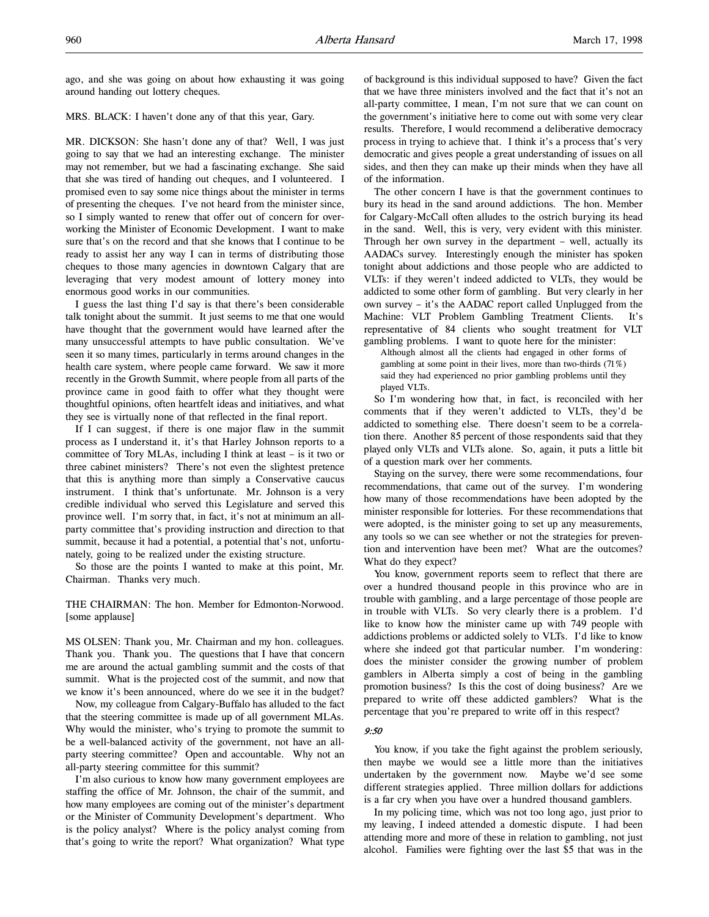ago, and she was going on about how exhausting it was going around handing out lottery cheques.

MRS. BLACK: I haven't done any of that this year, Gary.

MR. DICKSON: She hasn't done any of that? Well, I was just going to say that we had an interesting exchange. The minister may not remember, but we had a fascinating exchange. She said that she was tired of handing out cheques, and I volunteered. I promised even to say some nice things about the minister in terms of presenting the cheques. I've not heard from the minister since, so I simply wanted to renew that offer out of concern for overworking the Minister of Economic Development. I want to make sure that's on the record and that she knows that I continue to be ready to assist her any way I can in terms of distributing those cheques to those many agencies in downtown Calgary that are leveraging that very modest amount of lottery money into enormous good works in our communities.

I guess the last thing I'd say is that there's been considerable talk tonight about the summit. It just seems to me that one would have thought that the government would have learned after the many unsuccessful attempts to have public consultation. We've seen it so many times, particularly in terms around changes in the health care system, where people came forward. We saw it more recently in the Growth Summit, where people from all parts of the province came in good faith to offer what they thought were thoughtful opinions, often heartfelt ideas and initiatives, and what they see is virtually none of that reflected in the final report.

If I can suggest, if there is one major flaw in the summit process as I understand it, it's that Harley Johnson reports to a committee of Tory MLAs, including I think at least – is it two or three cabinet ministers? There's not even the slightest pretence that this is anything more than simply a Conservative caucus instrument. I think that's unfortunate. Mr. Johnson is a very credible individual who served this Legislature and served this province well. I'm sorry that, in fact, it's not at minimum an all-party committee that's providing instruction and direction to that summit, because it had a potential, a potential that's not, unfortunately, going to be realized under the existing structure.

So those are the points I wanted to make at this point, Mr. Chairman. Thanks very much.

THE CHAIRMAN: The hon. Member for Edmonton-Norwood. [some applause]

MS OLSEN: Thank you, Mr. Chairman and my hon. colleagues. Thank you. Thank you. The questions that I have that concern me are around the actual gambling summit and the costs of that summit. What is the projected cost of the summit, and now that we know it's been announced, where do we see it in the budget?

Now, my colleague from Calgary-Buffalo has alluded to the fact that the steering committee is made up of all government MLAs. Why would the minister, who's trying to promote the summit to be a well-balanced activity of the government, not have an all-party steering committee? Open and accountable. Why not an all-party steering committee for this summit?

I'm also curious to know how many government employees are staffing the office of Mr. Johnson, the chair of the summit, and how many employees are coming out of the minister's department or the Minister of Community Development's department. Who is the policy analyst? Where is the policy analyst coming from that's going to write the report? What organization? What type of background is this individual supposed to have? Given the fact that we have three ministers involved and the fact that it's not an all-party committee, I mean, I'm not sure that we can count on the government's initiative here to come out with some very clear results. Therefore, I would recommend a deliberative democracy process in trying to achieve that. I think it's a process that's very democratic and gives people a great understanding of issues on all sides, and then they can make up their minds when they have all of the information.

The other concern I have is that the government continues to bury its head in the sand around addictions. The hon. Member for Calgary-McCall often alludes to the ostrich burying its head in the sand. Well, this is very, very evident with this minister. Through her own survey in the department – well, actually its AADACs survey. Interestingly enough the minister has spoken tonight about addictions and those people who are addicted to VLTs: if they weren't indeed addicted to VLTs, they would be addicted to some other form of gambling. But very clearly in her own survey – it's the AADAC report called Unplugged from the Machine: VLT Problem Gambling Treatment Clients. It's representative of 84 clients who sought treatment for VLT gambling problems. I want to quote here for the minister:

> Although almost all the clients had engaged in other forms of gambling at some point in their lives, more than two-thirds (71%) said they had experienced no prior gambling problems until they played VLTs.

So I'm wondering how that, in fact, is reconciled with her comments that if they weren't addicted to VLTs, they'd be addicted to something else. There doesn't seem to be a correlation there. Another 85 percent of those respondents said that they played only VLTs and VLTs alone. So, again, it puts a little bit of a question mark over her comments.

Staying on the survey, there were some recommendations, four recommendations, that came out of the survey. I'm wondering how many of those recommendations have been adopted by the minister responsible for lotteries. For these recommendations that were adopted, is the minister going to set up any measurements, any tools so we can see whether or not the strategies for prevention and intervention have been met? What are the outcomes? What do they expect?

You know, government reports seem to reflect that there are over a hundred thousand people in this province who are in trouble with gambling, and a large percentage of those people are in trouble with VLTs. So very clearly there is a problem. I'd like to know how the minister came up with 749 people with addictions problems or addicted solely to VLTs. I'd like to know where she indeed got that particular number. I'm wondering: does the minister consider the growing number of problem gamblers in Alberta simply a cost of being in the gambling promotion business? Is this the cost of doing business? Are we prepared to write off these addicted gamblers? What is the percentage that you're prepared to write off in this respect?

*9:50*

You know, if you take the fight against the problem seriously, then maybe we would see a little more than the initiatives undertaken by the government now. Maybe we'd see some different strategies applied. Three million dollars for addictions is a far cry when you have over a hundred thousand gamblers.

In my policing time, which was not too long ago, just prior to my leaving, I indeed attended a domestic dispute. I had been attending more and more of these in relation to gambling, not just alcohol. Families were fighting over the last $5 that was in the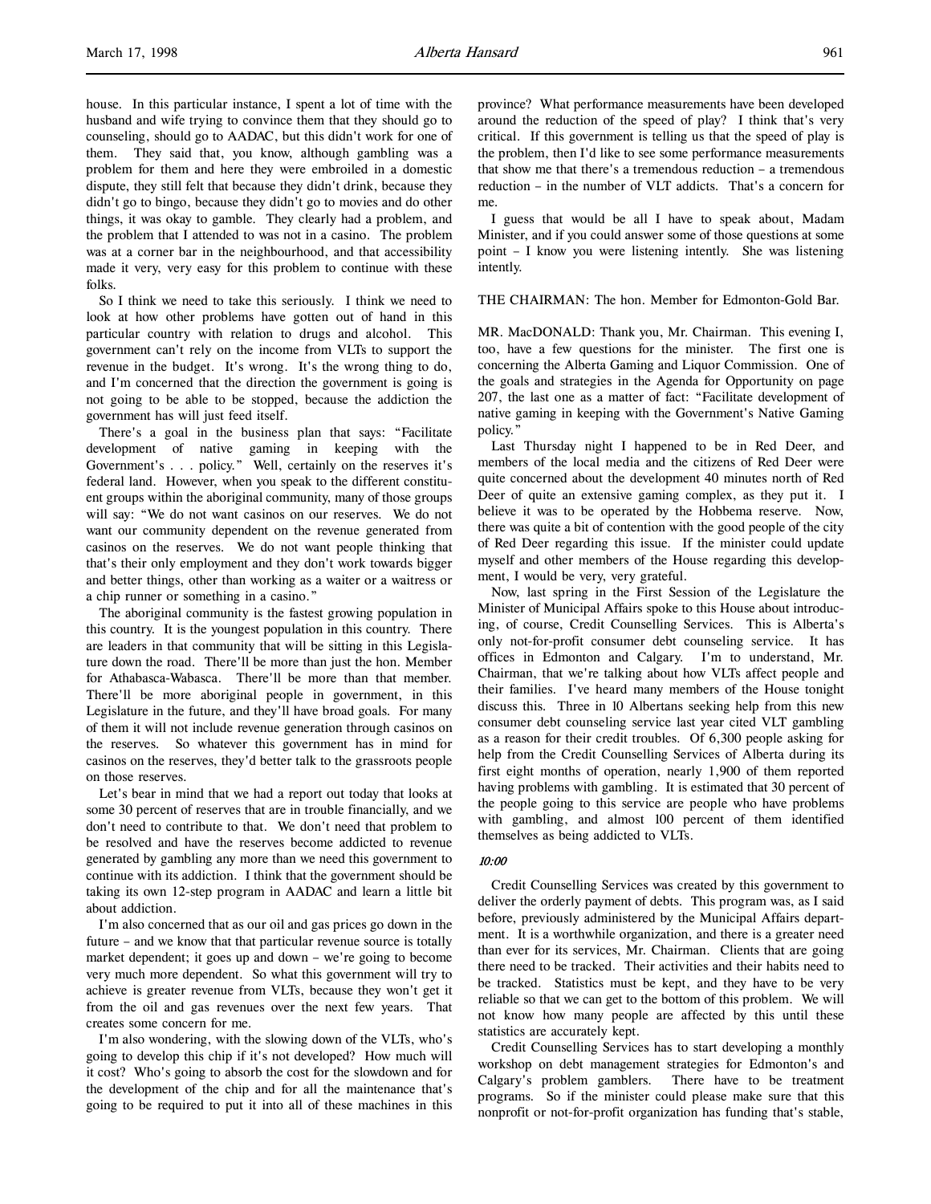house. In this particular instance, I spent a lot of time with the husband and wife trying to convince them that they should go to counseling, should go to AADAC, but this didn't work for one of them. They said that, you know, although gambling was a problem for them and here they were embroiled in a domestic dispute, they still felt that because they didn't drink, because they didn't go to bingo, because they didn't go to movies and do other things, it was okay to gamble. They clearly had a problem, and the problem that I attended to was not in a casino. The problem was at a corner bar in the neighbourhood, and that accessibility made it very, very easy for this problem to continue with these folks.

So I think we need to take this seriously. I think we need to look at how other problems have gotten out of hand in this particular country with relation to drugs and alcohol. This government can't rely on the income from VLTs to support the revenue in the budget. It's wrong. It's the wrong thing to do, and I'm concerned that the direction the government is going is not going to be able to be stopped, because the addiction the government has will just feed itself.

There's a goal in the business plan that says: "Facilitate development of native gaming in keeping with the Government's . . . policy." Well, certainly on the reserves it's federal land. However, when you speak to the different constituent groups within the aboriginal community, many of those groups will say: "We do not want casinos on our reserves. We do not want our community dependent on the revenue generated from casinos on the reserves. We do not want people thinking that that's their only employment and they don't work towards bigger and better things, other than working as a waiter or a waitress or a chip runner or something in a casino."

The aboriginal community is the fastest growing population in this country. It is the youngest population in this country. There are leaders in that community that will be sitting in this Legislature down the road. There'll be more than just the hon. Member for Athabasca-Wabasca. There'll be more than that member. There'll be more aboriginal people in government, in this Legislature in the future, and they'll have broad goals. For many of them it will not include revenue generation through casinos on the reserves. So whatever this government has in mind for casinos on the reserves, they'd better talk to the grassroots people on those reserves.

Let's bear in mind that we had a report out today that looks at some 30 percent of reserves that are in trouble financially, and we don't need to contribute to that. We don't need that problem to be resolved and have the reserves become addicted to revenue generated by gambling any more than we need this government to continue with its addiction. I think that the government should be taking its own 12-step program in AADAC and learn a little bit about addiction.

I'm also concerned that as our oil and gas prices go down in the future – and we know that that particular revenue source is totally market dependent; it goes up and down – we're going to become very much more dependent. So what this government will try to achieve is greater revenue from VLTs, because they won't get it from the oil and gas revenues over the next few years. That creates some concern for me.

I'm also wondering, with the slowing down of the VLTs, who's going to develop this chip if it's not developed? How much will it cost? Who's going to absorb the cost for the slowdown and for the development of the chip and for all the maintenance that's going to be required to put it into all of these machines in this province? What performance measurements have been developed around the reduction of the speed of play? I think that's very critical. If this government is telling us that the speed of play is the problem, then I'd like to see some performance measurements that show me that there's a tremendous reduction – a tremendous reduction – in the number of VLT addicts. That's a concern for me.

I guess that would be all I have to speak about, Madam Minister, and if you could answer some of those questions at some point – I know you were listening intently. She was listening intently.

THE CHAIRMAN: The hon. Member for Edmonton-Gold Bar.

MR. MacDONALD: Thank you, Mr. Chairman. This evening I, too, have a few questions for the minister. The first one is concerning the Alberta Gaming and Liquor Commission. One of the goals and strategies in the Agenda for Opportunity on page 207, the last one as a matter of fact: "Facilitate development of native gaming in keeping with the Government's Native Gaming policy."

Last Thursday night I happened to be in Red Deer, and members of the local media and the citizens of Red Deer were quite concerned about the development 40 minutes north of Red Deer of quite an extensive gaming complex, as they put it. I believe it was to be operated by the Hobbema reserve. Now, there was quite a bit of contention with the good people of the city of Red Deer regarding this issue. If the minister could update myself and other members of the House regarding this development, I would be very, very grateful.

Now, last spring in the First Session of the Legislature the Minister of Municipal Affairs spoke to this House about introducing, of course, Credit Counselling Services. This is Alberta's only not-for-profit consumer debt counseling service. It has offices in Edmonton and Calgary. I'm to understand, Mr. Chairman, that we're talking about how VLTs affect people and their families. I've heard many members of the House tonight discuss this. Three in 10 Albertans seeking help from this new consumer debt counseling service last year cited VLT gambling as a reason for their credit troubles. Of 6,300 people asking for help from the Credit Counselling Services of Alberta during its first eight months of operation, nearly 1,900 of them reported having problems with gambling. It is estimated that 30 percent of the people going to this service are people who have problems with gambling, and almost 100 percent of them identified themselves as being addicted to VLTs.

*10:00*

Credit Counselling Services was created by this government to deliver the orderly payment of debts. This program was, as I said before, previously administered by the Municipal Affairs department. It is a worthwhile organization, and there is a greater need than ever for its services, Mr. Chairman. Clients that are going there need to be tracked. Their activities and their habits need to be tracked. Statistics must be kept, and they have to be very reliable so that we can get to the bottom of this problem. We will not know how many people are affected by this until these statistics are accurately kept.

Credit Counselling Services has to start developing a monthly workshop on debt management strategies for Edmonton's and Calgary's problem gamblers. There have to be treatment programs. So if the minister could please make sure that this nonprofit or not-for-profit organization has funding that's stable,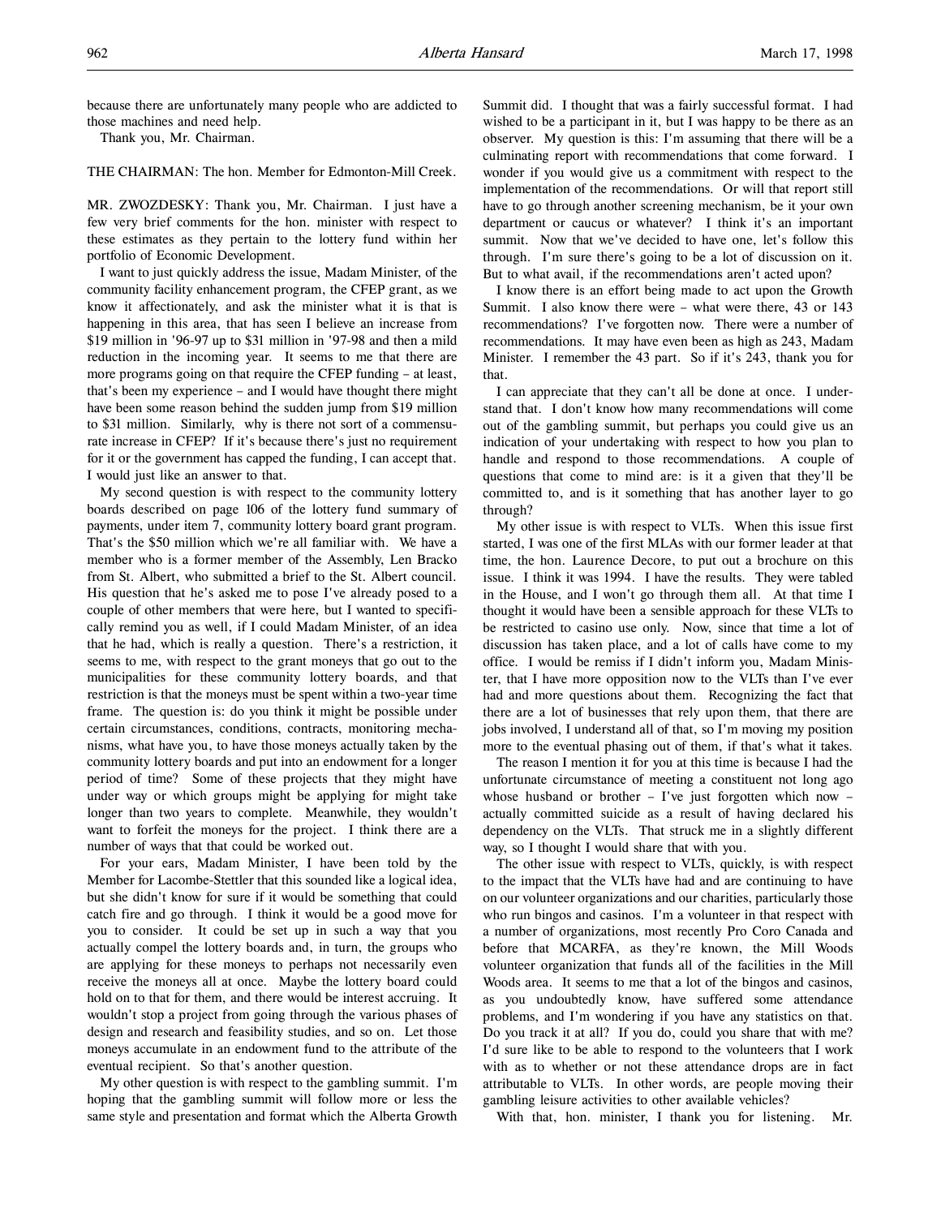because there are unfortunately many people who are addicted to those machines and need help.

Thank you, Mr. Chairman.

THE CHAIRMAN: The hon. Member for Edmonton-Mill Creek.

MR. ZWOZDESKY: Thank you, Mr. Chairman. I just have a few very brief comments for the hon. minister with respect to these estimates as they pertain to the lottery fund within her portfolio of Economic Development.

I want to just quickly address the issue, Madam Minister, of the community facility enhancement program, the CFEP grant, as we know it affectionately, and ask the minister what it is that is happening in this area, that has seen I believe an increase from $19 million in '96-97 up to $31 million in '97-98 and then a mild reduction in the incoming year. It seems to me that there are more programs going on that require the CFEP funding – at least, that's been my experience – and I would have thought there might have been some reason behind the sudden jump from $19 million to $31 million. Similarly, why is there not sort of a commensurate increase in CFEP? If it's because there's just no requirement for it or the government has capped the funding, I can accept that. I would just like an answer to that.

My second question is with respect to the community lottery boards described on page 106 of the lottery fund summary of payments, under item 7, community lottery board grant program. That's the $50 million which we're all familiar with. We have a member who is a former member of the Assembly, Len Bracko from St. Albert, who submitted a brief to the St. Albert council. His question that he's asked me to pose I've already posed to a couple of other members that were here, but I wanted to specifically remind you as well, if I could Madam Minister, of an idea that he had, which is really a question. There's a restriction, it seems to me, with respect to the grant moneys that go out to the municipalities for these community lottery boards, and that restriction is that the moneys must be spent within a two-year time frame. The question is: do you think it might be possible under certain circumstances, conditions, contracts, monitoring mechanisms, what have you, to have those moneys actually taken by the community lottery boards and put into an endowment for a longer period of time? Some of these projects that they might have under way or which groups might be applying for might take longer than two years to complete. Meanwhile, they wouldn't want to forfeit the moneys for the project. I think there are a number of ways that that could be worked out.

For your ears, Madam Minister, I have been told by the Member for Lacombe-Stettler that this sounded like a logical idea, but she didn't know for sure if it would be something that could catch fire and go through. I think it would be a good move for you to consider. It could be set up in such a way that you actually compel the lottery boards and, in turn, the groups who are applying for these moneys to perhaps not necessarily even receive the moneys all at once. Maybe the lottery board could hold on to that for them, and there would be interest accruing. It wouldn't stop a project from going through the various phases of design and research and feasibility studies, and so on. Let those moneys accumulate in an endowment fund to the attribute of the eventual recipient. So that's another question.

My other question is with respect to the gambling summit. I'm hoping that the gambling summit will follow more or less the same style and presentation and format which the Alberta Growth Summit did. I thought that was a fairly successful format. I had wished to be a participant in it, but I was happy to be there as an observer. My question is this: I'm assuming that there will be a culminating report with recommendations that come forward. I wonder if you would give us a commitment with respect to the implementation of the recommendations. Or will that report still have to go through another screening mechanism, be it your own department or caucus or whatever? I think it's an important summit. Now that we've decided to have one, let's follow this through. I'm sure there's going to be a lot of discussion on it. But to what avail, if the recommendations aren't acted upon?

I know there is an effort being made to act upon the Growth Summit. I also know there were – what were there, 43 or 143 recommendations? I've forgotten now. There were a number of recommendations. It may have even been as high as 243, Madam Minister. I remember the 43 part. So if it's 243, thank you for that.

I can appreciate that they can't all be done at once. I understand that. I don't know how many recommendations will come out of the gambling summit, but perhaps you could give us an indication of your undertaking with respect to how you plan to handle and respond to those recommendations. A couple of questions that come to mind are: is it a given that they'll be committed to, and is it something that has another layer to go through?

My other issue is with respect to VLTs. When this issue first started, I was one of the first MLAs with our former leader at that time, the hon. Laurence Decore, to put out a brochure on this issue. I think it was 1994. I have the results. They were tabled in the House, and I won't go through them all. At that time I thought it would have been a sensible approach for these VLTs to be restricted to casino use only. Now, since that time a lot of discussion has taken place, and a lot of calls have come to my office. I would be remiss if I didn't inform you, Madam Minister, that I have more opposition now to the VLTs than I've ever had and more questions about them. Recognizing the fact that there are a lot of businesses that rely upon them, that there are jobs involved, I understand all of that, so I'm moving my position more to the eventual phasing out of them, if that's what it takes.

The reason I mention it for you at this time is because I had the unfortunate circumstance of meeting a constituent not long ago whose husband or brother – I've just forgotten which now – actually committed suicide as a result of having declared his dependency on the VLTs. That struck me in a slightly different way, so I thought I would share that with you.

The other issue with respect to VLTs, quickly, is with respect to the impact that the VLTs have had and are continuing to have on our volunteer organizations and our charities, particularly those who run bingos and casinos. I'm a volunteer in that respect with a number of organizations, most recently Pro Coro Canada and before that MCARFA, as they're known, the Mill Woods volunteer organization that funds all of the facilities in the Mill Woods area. It seems to me that a lot of the bingos and casinos, as you undoubtedly know, have suffered some attendance problems, and I'm wondering if you have any statistics on that. Do you track it at all? If you do, could you share that with me? I'd sure like to be able to respond to the volunteers that I work with as to whether or not these attendance drops are in fact attributable to VLTs. In other words, are people moving their gambling leisure activities to other available vehicles?

With that, hon. minister, I thank you for listening. Mr.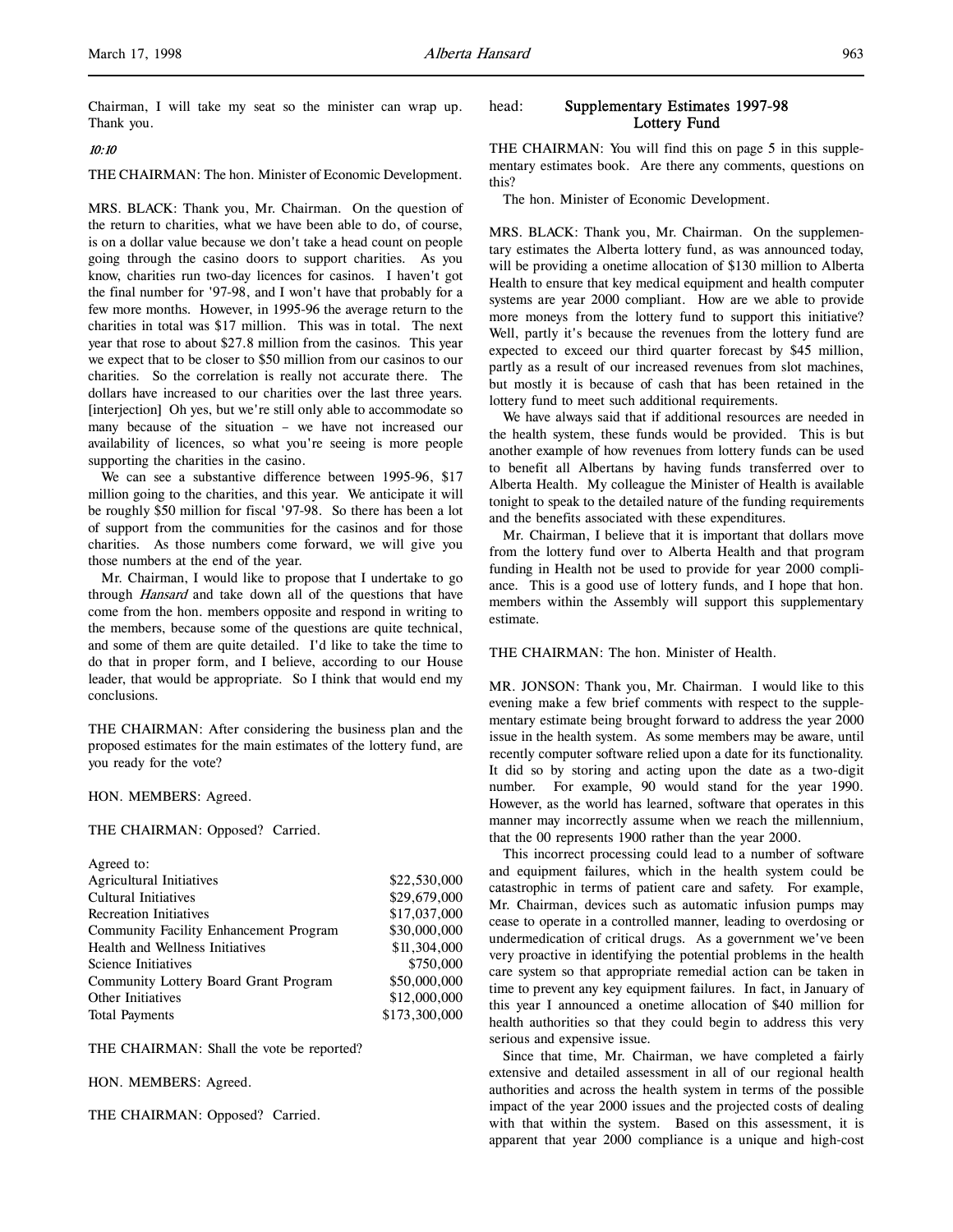Chairman, I will take my seat so the minister can wrap up. Thank you.

*10:10*

THE CHAIRMAN: The hon. Minister of Economic Development.

MRS. BLACK: Thank you, Mr. Chairman. On the question of the return to charities, what we have been able to do, of course, is on a dollar value because we don't take a head count on people going through the casino doors to support charities. As you know, charities run two-day licences for casinos. I haven't got the final number for '97-98, and I won't have that probably for a few more months. However, in 1995-96 the average return to the charities in total was $17 million. This was in total. The next year that rose to about $27.8 million from the casinos. This year we expect that to be closer to $50 million from our casinos to our charities. So the correlation is really not accurate there. The dollars have increased to our charities over the last three years. [interjection] Oh yes, but we're still only able to accommodate so many because of the situation – we have not increased our availability of licences, so what you're seeing is more people supporting the charities in the casino.

We can see a substantive difference between 1995-96, $17 million going to the charities, and this year. We anticipate it will be roughly $50 million for fiscal '97-98. So there has been a lot of support from the communities for the casinos and for those charities. As those numbers come forward, we will give you those numbers at the end of the year.

Mr. Chairman, I would like to propose that I undertake to go through *Hansard* and take down all of the questions that have come from the hon. members opposite and respond in writing to the members, because some of the questions are quite technical, and some of them are quite detailed. I'd like to take the time to do that in proper form, and I believe, according to our House leader, that would be appropriate. So I think that would end my conclusions.

THE CHAIRMAN: After considering the business plan and the proposed estimates for the main estimates of the lottery fund, are you ready for the vote?

HON. MEMBERS: Agreed.

THE CHAIRMAN: Opposed? Carried.

| Agreed to: | |
|---|---|
| Agricultural Initiatives | $22,530,000 |
| Cultural Initiatives | $29,679,000 |
| Recreation Initiatives | $17,037,000 |
| Community Facility Enhancement Program | $30,000,000 |
| Health and Wellness Initiatives | $11,304,000 |
| Science Initiatives | $750,000 |
| Community Lottery Board Grant Program | $50,000,000 |
| Other Initiatives | $12,000,000 |
| Total Payments | $173,300,000 |

THE CHAIRMAN: Shall the vote be reported?

HON. MEMBERS: Agreed.

THE CHAIRMAN: Opposed? Carried.

head: **Supplementary Estimates 1997-98**
**Lottery Fund**

THE CHAIRMAN: You will find this on page 5 in this supplementary estimates book. Are there any comments, questions on this?

The hon. Minister of Economic Development.

MRS. BLACK: Thank you, Mr. Chairman. On the supplementary estimates the Alberta lottery fund, as was announced today, will be providing a onetime allocation of $130 million to Alberta Health to ensure that key medical equipment and health computer systems are year 2000 compliant. How are we able to provide more moneys from the lottery fund to support this initiative? Well, partly it's because the revenues from the lottery fund are expected to exceed our third quarter forecast by $45 million, partly as a result of our increased revenues from slot machines, but mostly it is because of cash that has been retained in the lottery fund to meet such additional requirements.

We have always said that if additional resources are needed in the health system, these funds would be provided. This is but another example of how revenues from lottery funds can be used to benefit all Albertans by having funds transferred over to Alberta Health. My colleague the Minister of Health is available tonight to speak to the detailed nature of the funding requirements and the benefits associated with these expenditures.

Mr. Chairman, I believe that it is important that dollars move from the lottery fund over to Alberta Health and that program funding in Health not be used to provide for year 2000 compliance. This is a good use of lottery funds, and I hope that hon. members within the Assembly will support this supplementary estimate.

THE CHAIRMAN: The hon. Minister of Health.

MR. JONSON: Thank you, Mr. Chairman. I would like to this evening make a few brief comments with respect to the supplementary estimate being brought forward to address the year 2000 issue in the health system. As some members may be aware, until recently computer software relied upon a date for its functionality. It did so by storing and acting upon the date as a two-digit number. For example, 90 would stand for the year 1990. However, as the world has learned, software that operates in this manner may incorrectly assume when we reach the millennium, that the 00 represents 1900 rather than the year 2000.

This incorrect processing could lead to a number of software and equipment failures, which in the health system could be catastrophic in terms of patient care and safety. For example, Mr. Chairman, devices such as automatic infusion pumps may cease to operate in a controlled manner, leading to overdosing or undermedication of critical drugs. As a government we've been very proactive in identifying the potential problems in the health care system so that appropriate remedial action can be taken in time to prevent any key equipment failures. In fact, in January of this year I announced a onetime allocation of $40 million for health authorities so that they could begin to address this very serious and expensive issue.

Since that time, Mr. Chairman, we have completed a fairly extensive and detailed assessment in all of our regional health authorities and across the health system in terms of the possible impact of the year 2000 issues and the projected costs of dealing with that within the system. Based on this assessment, it is apparent that year 2000 compliance is a unique and high-cost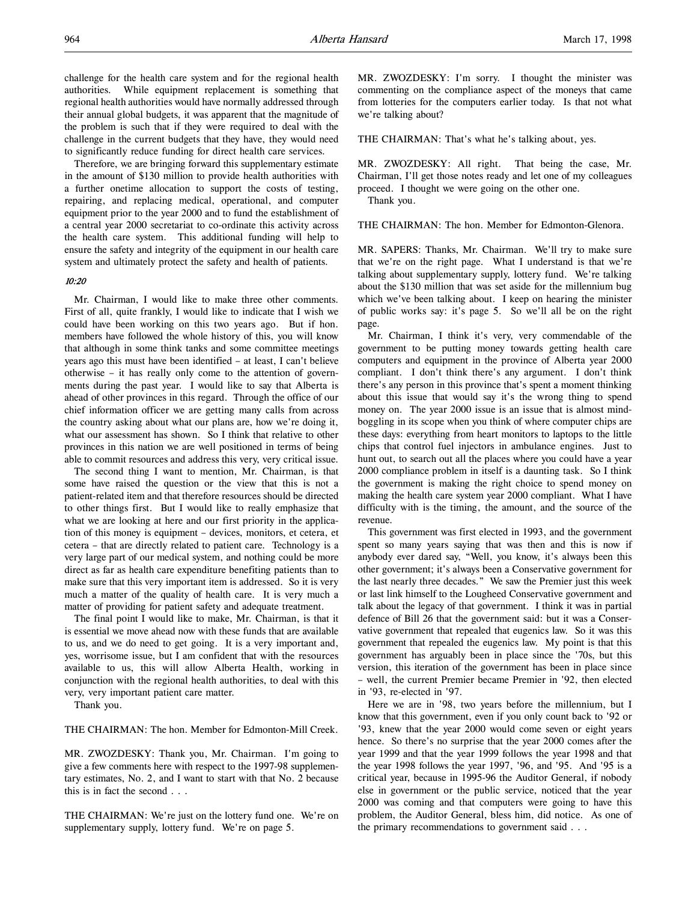challenge for the health care system and for the regional health authorities. While equipment replacement is something that regional health authorities would have normally addressed through their annual global budgets, it was apparent that the magnitude of the problem is such that if they were required to deal with the challenge in the current budgets that they have, they would need to significantly reduce funding for direct health care services.

Therefore, we are bringing forward this supplementary estimate in the amount of $130 million to provide health authorities with a further onetime allocation to support the costs of testing, repairing, and replacing medical, operational, and computer equipment prior to the year 2000 and to fund the establishment of a central year 2000 secretariat to co-ordinate this activity across the health care system. This additional funding will help to ensure the safety and integrity of the equipment in our health care system and ultimately protect the safety and health of patients.

*10:20*

Mr. Chairman, I would like to make three other comments. First of all, quite frankly, I would like to indicate that I wish we could have been working on this two years ago. But if hon. members have followed the whole history of this, you will know that although in some think tanks and some committee meetings years ago this must have been identified – at least, I can't believe otherwise – it has really only come to the attention of governments during the past year. I would like to say that Alberta is ahead of other provinces in this regard. Through the office of our chief information officer we are getting many calls from across the country asking about what our plans are, how we're doing it, what our assessment has shown. So I think that relative to other provinces in this nation we are well positioned in terms of being able to commit resources and address this very, very critical issue.

The second thing I want to mention, Mr. Chairman, is that some have raised the question or the view that this is not a patient-related item and that therefore resources should be directed to other things first. But I would like to really emphasize that what we are looking at here and our first priority in the application of this money is equipment – devices, monitors, et cetera, et cetera – that are directly related to patient care. Technology is a very large part of our medical system, and nothing could be more direct as far as health care expenditure benefiting patients than to make sure that this very important item is addressed. So it is very much a matter of the quality of health care. It is very much a matter of providing for patient safety and adequate treatment.

The final point I would like to make, Mr. Chairman, is that it is essential we move ahead now with these funds that are available to us, and we do need to get going. It is a very important and, yes, worrisome issue, but I am confident that with the resources available to us, this will allow Alberta Health, working in conjunction with the regional health authorities, to deal with this very, very important patient care matter.

Thank you.

THE CHAIRMAN: The hon. Member for Edmonton-Mill Creek.

MR. ZWOZDESKY: Thank you, Mr. Chairman. I'm going to give a few comments here with respect to the 1997-98 supplementary estimates, No. 2, and I want to start with that No. 2 because this is in fact the second . . .

THE CHAIRMAN: We're just on the lottery fund one. We're on supplementary supply, lottery fund. We're on page 5.

MR. ZWOZDESKY: I'm sorry. I thought the minister was commenting on the compliance aspect of the moneys that came from lotteries for the computers earlier today. Is that not what we're talking about?

THE CHAIRMAN: That's what he's talking about, yes.

MR. ZWOZDESKY: All right. That being the case, Mr. Chairman, I'll get those notes ready and let one of my colleagues proceed. I thought we were going on the other one.

Thank you.

THE CHAIRMAN: The hon. Member for Edmonton-Glenora.

MR. SAPERS: Thanks, Mr. Chairman. We'll try to make sure that we're on the right page. What I understand is that we're talking about supplementary supply, lottery fund. We're talking about the $130 million that was set aside for the millennium bug which we've been talking about. I keep on hearing the minister of public works say: it's page 5. So we'll all be on the right page.

Mr. Chairman, I think it's very, very commendable of the government to be putting money towards getting health care computers and equipment in the province of Alberta year 2000 compliant. I don't think there's any argument. I don't think there's any person in this province that's spent a moment thinking about this issue that would say it's the wrong thing to spend money on. The year 2000 issue is an issue that is almost mind-boggling in its scope when you think of where computer chips are these days: everything from heart monitors to laptops to the little chips that control fuel injectors in ambulance engines. Just to hunt out, to search out all the places where you could have a year 2000 compliance problem in itself is a daunting task. So I think the government is making the right choice to spend money on making the health care system year 2000 compliant. What I have difficulty with is the timing, the amount, and the source of the revenue.

This government was first elected in 1993, and the government spent so many years saying that was then and this is now if anybody ever dared say, "Well, you know, it's always been this other government; it's always been a Conservative government for the last nearly three decades." We saw the Premier just this week or last link himself to the Lougheed Conservative government and talk about the legacy of that government. I think it was in partial defence of Bill 26 that the government said: but it was a Conservative government that repealed that eugenics law. So it was this government that repealed the eugenics law. My point is that this government has arguably been in place since the '70s, but this version, this iteration of the government has been in place since – well, the current Premier became Premier in '92, then elected in '93, re-elected in '97.

Here we are in '98, two years before the millennium, but I know that this government, even if you only count back to '92 or '93, knew that the year 2000 would come seven or eight years hence. So there's no surprise that the year 2000 comes after the year 1999 and that the year 1999 follows the year 1998 and that the year 1998 follows the year 1997, '96, and '95. And '95 is a critical year, because in 1995-96 the Auditor General, if nobody else in government or the public service, noticed that the year 2000 was coming and that computers were going to have this problem, the Auditor General, bless him, did notice. As one of the primary recommendations to government said . . .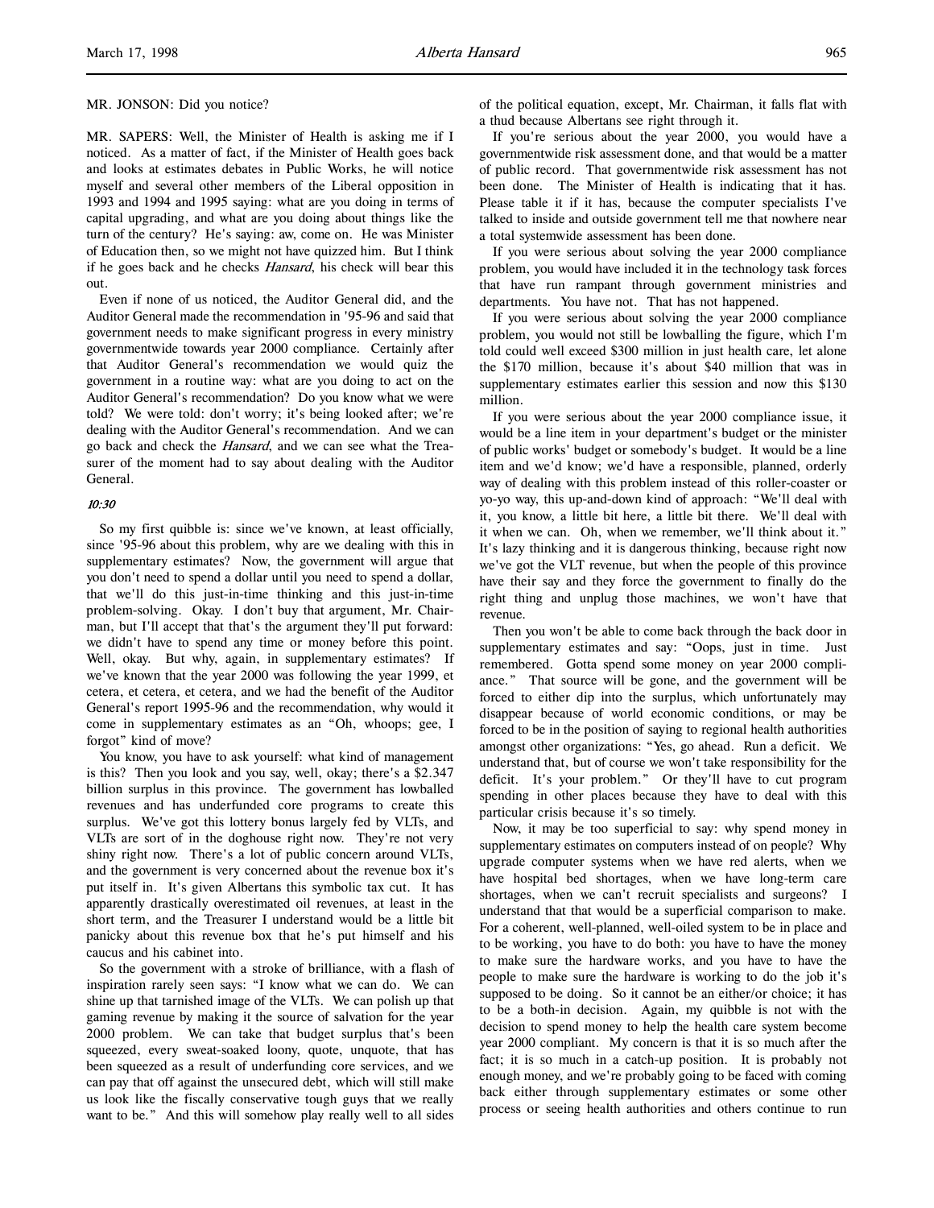MR. JONSON: Did you notice?

MR. SAPERS: Well, the Minister of Health is asking me if I noticed. As a matter of fact, if the Minister of Health goes back and looks at estimates debates in Public Works, he will notice myself and several other members of the Liberal opposition in 1993 and 1994 and 1995 saying: what are you doing in terms of capital upgrading, and what are you doing about things like the turn of the century? He's saying: aw, come on. He was Minister of Education then, so we might not have quizzed him. But I think if he goes back and he checks *Hansard*, his check will bear this out.

Even if none of us noticed, the Auditor General did, and the Auditor General made the recommendation in '95-96 and said that government needs to make significant progress in every ministry governmentwide towards year 2000 compliance. Certainly after that Auditor General's recommendation we would quiz the government in a routine way: what are you doing to act on the Auditor General's recommendation? Do you know what we were told? We were told: don't worry; it's being looked after; we're dealing with the Auditor General's recommendation. And we can go back and check the *Hansard*, and we can see what the Treasurer of the moment had to say about dealing with the Auditor General.

*10:30*

So my first quibble is: since we've known, at least officially, since '95-96 about this problem, why are we dealing with this in supplementary estimates? Now, the government will argue that you don't need to spend a dollar until you need to spend a dollar, that we'll do this just-in-time thinking and this just-in-time problem-solving. Okay. I don't buy that argument, Mr. Chairman, but I'll accept that that's the argument they'll put forward: we didn't have to spend any time or money before this point. Well, okay. But why, again, in supplementary estimates? If we've known that the year 2000 was following the year 1999, et cetera, et cetera, et cetera, and we had the benefit of the Auditor General's report 1995-96 and the recommendation, why would it come in supplementary estimates as an "Oh, whoops; gee, I forgot" kind of move?

You know, you have to ask yourself: what kind of management is this? Then you look and you say, well, okay; there's a $2.347 billion surplus in this province. The government has lowballed revenues and has underfunded core programs to create this surplus. We've got this lottery bonus largely fed by VLTs, and VLTs are sort of in the doghouse right now. They're not very shiny right now. There's a lot of public concern around VLTs, and the government is very concerned about the revenue box it's put itself in. It's given Albertans this symbolic tax cut. It has apparently drastically overestimated oil revenues, at least in the short term, and the Treasurer I understand would be a little bit panicky about this revenue box that he's put himself and his caucus and his cabinet into.

So the government with a stroke of brilliance, with a flash of inspiration rarely seen says: "I know what we can do. We can shine up that tarnished image of the VLTs. We can polish up that gaming revenue by making it the source of salvation for the year 2000 problem. We can take that budget surplus that's been squeezed, every sweat-soaked loony, quote, unquote, that has been squeezed as a result of underfunding core services, and we can pay that off against the unsecured debt, which will still make us look like the fiscally conservative tough guys that we really want to be." And this will somehow play really well to all sides of the political equation, except, Mr. Chairman, it falls flat with a thud because Albertans see right through it.

If you're serious about the year 2000, you would have a governmentwide risk assessment done, and that would be a matter of public record. That governmentwide risk assessment has not been done. The Minister of Health is indicating that it has. Please table it if it has, because the computer specialists I've talked to inside and outside government tell me that nowhere near a total systemwide assessment has been done.

If you were serious about solving the year 2000 compliance problem, you would have included it in the technology task forces that have run rampant through government ministries and departments. You have not. That has not happened.

If you were serious about solving the year 2000 compliance problem, you would not still be lowballing the figure, which I'm told could well exceed $300 million in just health care, let alone the $170 million, because it's about $40 million that was in supplementary estimates earlier this session and now this $130 million.

If you were serious about the year 2000 compliance issue, it would be a line item in your department's budget or the minister of public works' budget or somebody's budget. It would be a line item and we'd know; we'd have a responsible, planned, orderly way of dealing with this problem instead of this roller-coaster or yo-yo way, this up-and-down kind of approach: "We'll deal with it, you know, a little bit here, a little bit there. We'll deal with it when we can. Oh, when we remember, we'll think about it." It's lazy thinking and it is dangerous thinking, because right now we've got the VLT revenue, but when the people of this province have their say and they force the government to finally do the right thing and unplug those machines, we won't have that revenue.

Then you won't be able to come back through the back door in supplementary estimates and say: "Oops, just in time. Just remembered. Gotta spend some money on year 2000 compliance." That source will be gone, and the government will be forced to either dip into the surplus, which unfortunately may disappear because of world economic conditions, or may be forced to be in the position of saying to regional health authorities amongst other organizations: "Yes, go ahead. Run a deficit. We understand that, but of course we won't take responsibility for the deficit. It's your problem." Or they'll have to cut program spending in other places because they have to deal with this particular crisis because it's so timely.

Now, it may be too superficial to say: why spend money in supplementary estimates on computers instead of on people? Why upgrade computer systems when we have red alerts, when we have hospital bed shortages, when we have long-term care shortages, when we can't recruit specialists and surgeons? I understand that that would be a superficial comparison to make. For a coherent, well-planned, well-oiled system to be in place and to be working, you have to do both: you have to have the money to make sure the hardware works, and you have to have the people to make sure the hardware is working to do the job it's supposed to be doing. So it cannot be an either/or choice; it has to be a both-in decision. Again, my quibble is not with the decision to spend money to help the health care system become year 2000 compliant. My concern is that it is so much after the fact; it is so much in a catch-up position. It is probably not enough money, and we're probably going to be faced with coming back either through supplementary estimates or some other process or seeing health authorities and others continue to run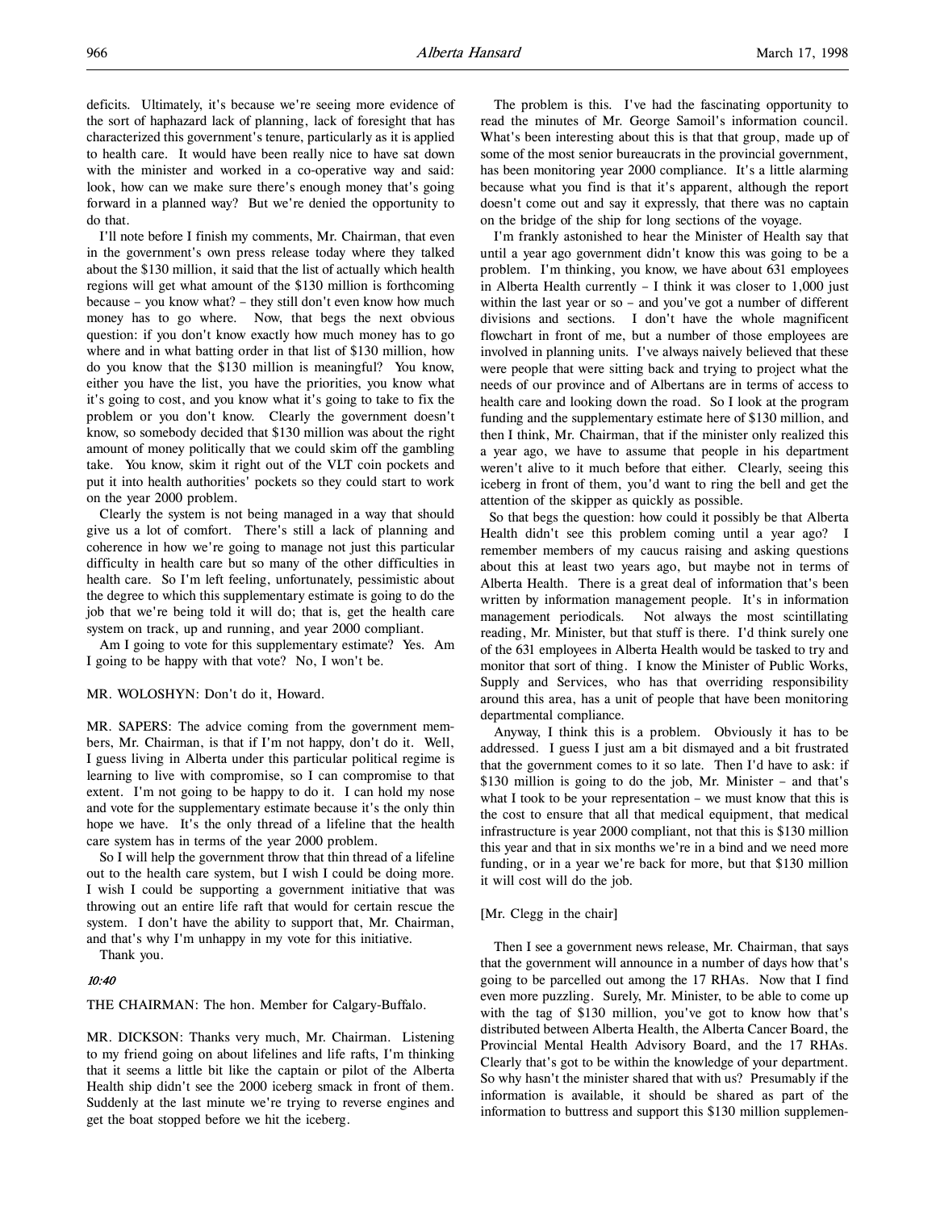deficits. Ultimately, it's because we're seeing more evidence of the sort of haphazard lack of planning, lack of foresight that has characterized this government's tenure, particularly as it is applied to health care. It would have been really nice to have sat down with the minister and worked in a co-operative way and said: look, how can we make sure there's enough money that's going forward in a planned way? But we're denied the opportunity to do that.

I'll note before I finish my comments, Mr. Chairman, that even in the government's own press release today where they talked about the $130 million, it said that the list of actually which health regions will get what amount of the $130 million is forthcoming because – you know what? – they still don't even know how much money has to go where. Now, that begs the next obvious question: if you don't know exactly how much money has to go where and in what batting order in that list of $130 million, how do you know that the $130 million is meaningful? You know, either you have the list, you have the priorities, you know what it's going to cost, and you know what it's going to take to fix the problem or you don't know. Clearly the government doesn't know, so somebody decided that $130 million was about the right amount of money politically that we could skim off the gambling take. You know, skim it right out of the VLT coin pockets and put it into health authorities' pockets so they could start to work on the year 2000 problem.

Clearly the system is not being managed in a way that should give us a lot of comfort. There's still a lack of planning and coherence in how we're going to manage not just this particular difficulty in health care but so many of the other difficulties in health care. So I'm left feeling, unfortunately, pessimistic about the degree to which this supplementary estimate is going to do the job that we're being told it will do; that is, get the health care system on track, up and running, and year 2000 compliant.

Am I going to vote for this supplementary estimate? Yes. Am I going to be happy with that vote? No, I won't be.

MR. WOLOSHYN: Don't do it, Howard.

MR. SAPERS: The advice coming from the government members, Mr. Chairman, is that if I'm not happy, don't do it. Well, I guess living in Alberta under this particular political regime is learning to live with compromise, so I can compromise to that extent. I'm not going to be happy to do it. I can hold my nose and vote for the supplementary estimate because it's the only thin hope we have. It's the only thread of a lifeline that the health care system has in terms of the year 2000 problem.

So I will help the government throw that thin thread of a lifeline out to the health care system, but I wish I could be doing more. I wish I could be supporting a government initiative that was throwing out an entire life raft that would for certain rescue the system. I don't have the ability to support that, Mr. Chairman, and that's why I'm unhappy in my vote for this initiative.

Thank you.

*10:40*

THE CHAIRMAN: The hon. Member for Calgary-Buffalo.

MR. DICKSON: Thanks very much, Mr. Chairman. Listening to my friend going on about lifelines and life rafts, I'm thinking that it seems a little bit like the captain or pilot of the Alberta Health ship didn't see the 2000 iceberg smack in front of them. Suddenly at the last minute we're trying to reverse engines and get the boat stopped before we hit the iceberg.

The problem is this. I've had the fascinating opportunity to read the minutes of Mr. George Samoil's information council. What's been interesting about this is that that group, made up of some of the most senior bureaucrats in the provincial government, has been monitoring year 2000 compliance. It's a little alarming because what you find is that it's apparent, although the report doesn't come out and say it expressly, that there was no captain on the bridge of the ship for long sections of the voyage.

I'm frankly astonished to hear the Minister of Health say that until a year ago government didn't know this was going to be a problem. I'm thinking, you know, we have about 631 employees in Alberta Health currently – I think it was closer to 1,000 just within the last year or so – and you've got a number of different divisions and sections. I don't have the whole magnificent flowchart in front of me, but a number of those employees are involved in planning units. I've always naively believed that these were people that were sitting back and trying to project what the needs of our province and of Albertans are in terms of access to health care and looking down the road. So I look at the program funding and the supplementary estimate here of $130 million, and then I think, Mr. Chairman, that if the minister only realized this a year ago, we have to assume that people in his department weren't alive to it much before that either. Clearly, seeing this iceberg in front of them, you'd want to ring the bell and get the attention of the skipper as quickly as possible.

So that begs the question: how could it possibly be that Alberta Health didn't see this problem coming until a year ago? I remember members of my caucus raising and asking questions about this at least two years ago, but maybe not in terms of Alberta Health. There is a great deal of information that's been written by information management people. It's in information management periodicals. Not always the most scintillating reading, Mr. Minister, but that stuff is there. I'd think surely one of the 631 employees in Alberta Health would be tasked to try and monitor that sort of thing. I know the Minister of Public Works, Supply and Services, who has that overriding responsibility around this area, has a unit of people that have been monitoring departmental compliance.

Anyway, I think this is a problem. Obviously it has to be addressed. I guess I just am a bit dismayed and a bit frustrated that the government comes to it so late. Then I'd have to ask: if $130 million is going to do the job, Mr. Minister – and that's what I took to be your representation – we must know that this is the cost to ensure that all that medical equipment, that medical infrastructure is year 2000 compliant, not that this is $130 million this year and that in six months we're in a bind and we need more funding, or in a year we're back for more, but that $130 million it will cost will do the job.

[Mr. Clegg in the chair]

Then I see a government news release, Mr. Chairman, that says that the government will announce in a number of days how that's going to be parcelled out among the 17 RHAs. Now that I find even more puzzling. Surely, Mr. Minister, to be able to come up with the tag of $130 million, you've got to know how that's distributed between Alberta Health, the Alberta Cancer Board, the Provincial Mental Health Advisory Board, and the 17 RHAs. Clearly that's got to be within the knowledge of your department. So why hasn't the minister shared that with us? Presumably if the information is available, it should be shared as part of the information to buttress and support this $130 million supplemen-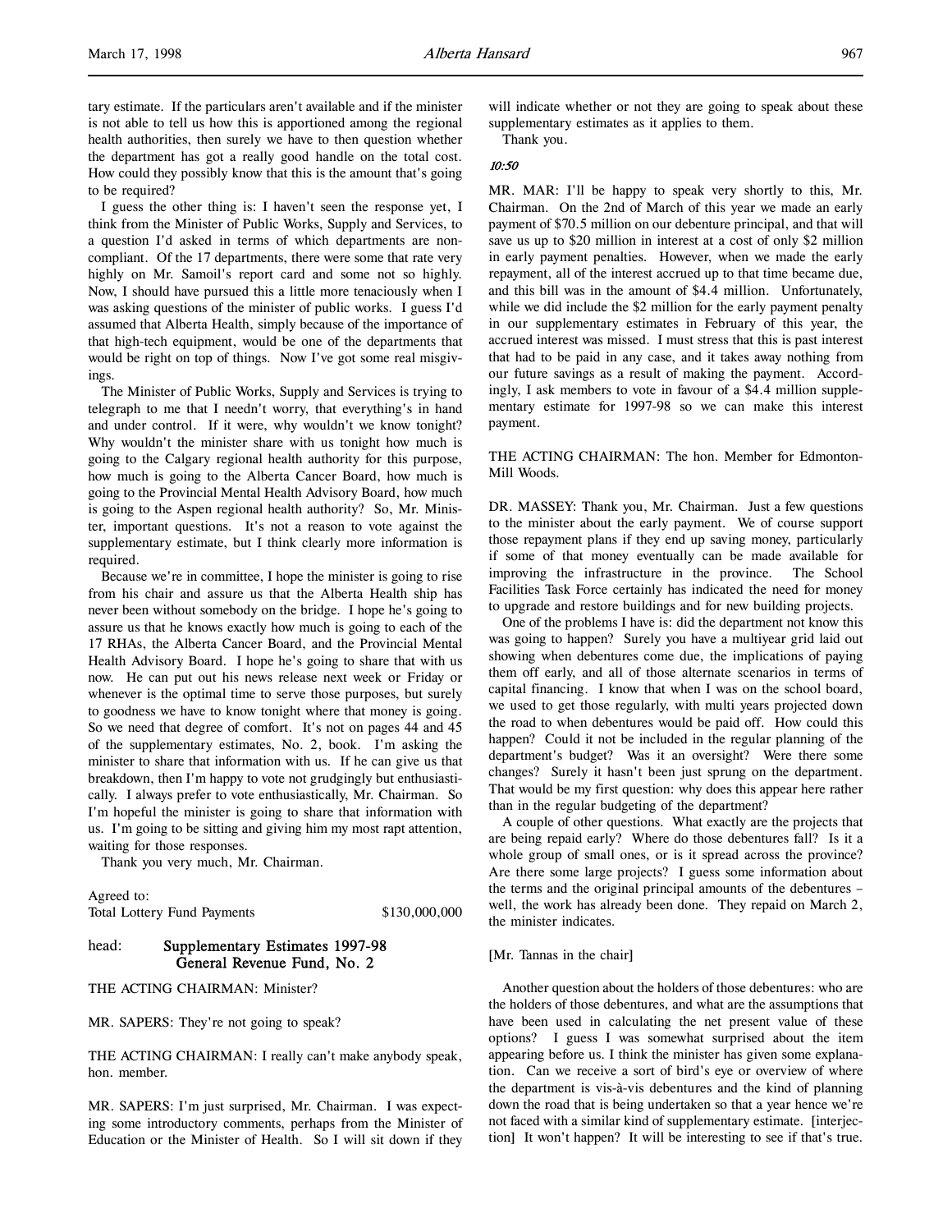tary estimate. If the particulars aren't available and if the minister is not able to tell us how this is apportioned among the regional health authorities, then surely we have to then question whether the department has got a really good handle on the total cost. How could they possibly know that this is the amount that's going to be required?

I guess the other thing is: I haven't seen the response yet, I think from the Minister of Public Works, Supply and Services, to a question I'd asked in terms of which departments are non-compliant. Of the 17 departments, there were some that rate very highly on Mr. Samoil's report card and some not so highly. Now, I should have pursued this a little more tenaciously when I was asking questions of the minister of public works. I guess I'd assumed that Alberta Health, simply because of the importance of that high-tech equipment, would be one of the departments that would be right on top of things. Now I've got some real misgivings.

The Minister of Public Works, Supply and Services is trying to telegraph to me that I needn't worry, that everything's in hand and under control. If it were, why wouldn't we know tonight? Why wouldn't the minister share with us tonight how much is going to the Calgary regional health authority for this purpose, how much is going to the Alberta Cancer Board, how much is going to the Provincial Mental Health Advisory Board, how much is going to the Aspen regional health authority? So, Mr. Minister, important questions. It's not a reason to vote against the supplementary estimate, but I think clearly more information is required.

Because we're in committee, I hope the minister is going to rise from his chair and assure us that the Alberta Health ship has never been without somebody on the bridge. I hope he's going to assure us that he knows exactly how much is going to each of the 17 RHAs, the Alberta Cancer Board, and the Provincial Mental Health Advisory Board. I hope he's going to share that with us now. He can put out his news release next week or Friday or whenever is the optimal time to serve those purposes, but surely to goodness we have to know tonight where that money is going. So we need that degree of comfort. It's not on pages 44 and 45 of the supplementary estimates, No. 2, book. I'm asking the minister to share that information with us. If he can give us that breakdown, then I'm happy to vote not grudgingly but enthusiastically. I always prefer to vote enthusiastically, Mr. Chairman. So I'm hopeful the minister is going to share that information with us. I'm going to be sitting and giving him my most rapt attention, waiting for those responses.

Thank you very much, Mr. Chairman.

Agreed to:
Total Lottery Fund Payments $130,000,000

head: **Supplementary Estimates 1997-98 General Revenue Fund, No. 2**

THE ACTING CHAIRMAN: Minister?

MR. SAPERS: They're not going to speak?

THE ACTING CHAIRMAN: I really can't make anybody speak, hon. member.

MR. SAPERS: I'm just surprised, Mr. Chairman. I was expecting some introductory comments, perhaps from the Minister of Education or the Minister of Health. So I will sit down if they will indicate whether or not they are going to speak about these supplementary estimates as it applies to them.

Thank you.

*10:50*

MR. MAR: I'll be happy to speak very shortly to this, Mr. Chairman. On the 2nd of March of this year we made an early payment of $70.5 million on our debenture principal, and that will save us up to $20 million in interest at a cost of only $2 million in early payment penalties. However, when we made the early repayment, all of the interest accrued up to that time became due, and this bill was in the amount of $4.4 million. Unfortunately, while we did include the $2 million for the early payment penalty in our supplementary estimates in February of this year, the accrued interest was missed. I must stress that this is past interest that had to be paid in any case, and it takes away nothing from our future savings as a result of making the payment. Accordingly, I ask members to vote in favour of a $4.4 million supplementary estimate for 1997-98 so we can make this interest payment.

THE ACTING CHAIRMAN: The hon. Member for Edmonton-Mill Woods.

DR. MASSEY: Thank you, Mr. Chairman. Just a few questions to the minister about the early payment. We of course support those repayment plans if they end up saving money, particularly if some of that money eventually can be made available for improving the infrastructure in the province. The School Facilities Task Force certainly has indicated the need for money to upgrade and restore buildings and for new building projects.

One of the problems I have is: did the department not know this was going to happen? Surely you have a multiyear grid laid out showing when debentures come due, the implications of paying them off early, and all of those alternate scenarios in terms of capital financing. I know that when I was on the school board, we used to get those regularly, with multi years projected down the road to when debentures would be paid off. How could this happen? Could it not be included in the regular planning of the department's budget? Was it an oversight? Were there some changes? Surely it hasn't been just sprung on the department. That would be my first question: why does this appear here rather than in the regular budgeting of the department?

A couple of other questions. What exactly are the projects that are being repaid early? Where do those debentures fall? Is it a whole group of small ones, or is it spread across the province? Are there some large projects? I guess some information about the terms and the original principal amounts of the debentures – well, the work has already been done. They repaid on March 2, the minister indicates.

[Mr. Tannas in the chair]

Another question about the holders of those debentures: who are the holders of those debentures, and what are the assumptions that have been used in calculating the net present value of these options? I guess I was somewhat surprised about the item appearing before us. I think the minister has given some explanation. Can we receive a sort of bird's eye or overview of where the department is vis-à-vis debentures and the kind of planning down the road that is being undertaken so that a year hence we're not faced with a similar kind of supplementary estimate. [interjection] It won't happen? It will be interesting to see if that's true.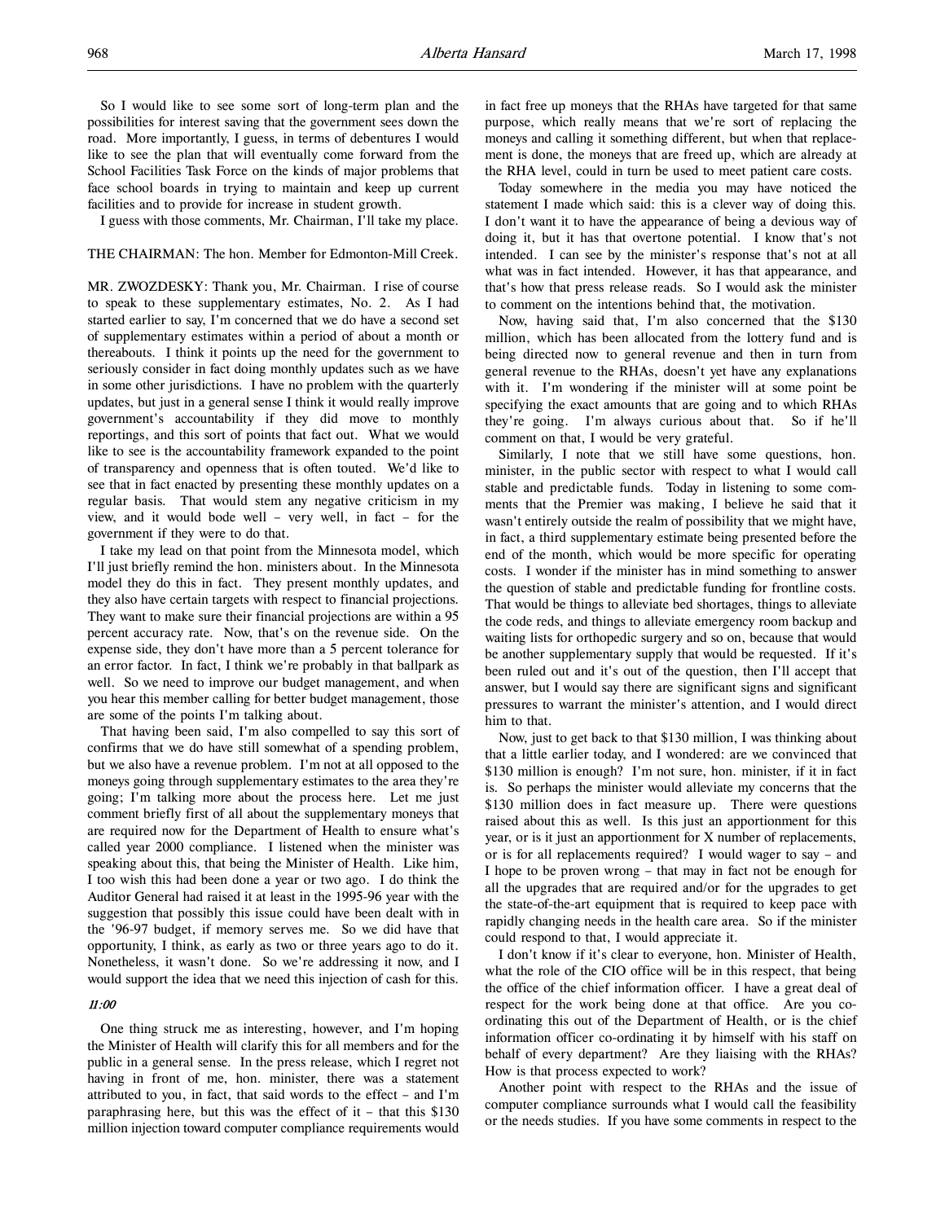So I would like to see some sort of long-term plan and the possibilities for interest saving that the government sees down the road. More importantly, I guess, in terms of debentures I would like to see the plan that will eventually come forward from the School Facilities Task Force on the kinds of major problems that face school boards in trying to maintain and keep up current facilities and to provide for increase in student growth.

I guess with those comments, Mr. Chairman, I'll take my place.

THE CHAIRMAN: The hon. Member for Edmonton-Mill Creek.

MR. ZWOZDESKY: Thank you, Mr. Chairman. I rise of course to speak to these supplementary estimates, No. 2. As I had started earlier to say, I'm concerned that we do have a second set of supplementary estimates within a period of about a month or thereabouts. I think it points up the need for the government to seriously consider in fact doing monthly updates such as we have in some other jurisdictions. I have no problem with the quarterly updates, but just in a general sense I think it would really improve government's accountability if they did move to monthly reportings, and this sort of points that fact out. What we would like to see is the accountability framework expanded to the point of transparency and openness that is often touted. We'd like to see that in fact enacted by presenting these monthly updates on a regular basis. That would stem any negative criticism in my view, and it would bode well – very well, in fact – for the government if they were to do that.

I take my lead on that point from the Minnesota model, which I'll just briefly remind the hon. ministers about. In the Minnesota model they do this in fact. They present monthly updates, and they also have certain targets with respect to financial projections. They want to make sure their financial projections are within a 95 percent accuracy rate. Now, that's on the revenue side. On the expense side, they don't have more than a 5 percent tolerance for an error factor. In fact, I think we're probably in that ballpark as well. So we need to improve our budget management, and when you hear this member calling for better budget management, those are some of the points I'm talking about.

That having been said, I'm also compelled to say this sort of confirms that we do have still somewhat of a spending problem, but we also have a revenue problem. I'm not at all opposed to the moneys going through supplementary estimates to the area they're going; I'm talking more about the process here. Let me just comment briefly first of all about the supplementary moneys that are required now for the Department of Health to ensure what's called year 2000 compliance. I listened when the minister was speaking about this, that being the Minister of Health. Like him, I too wish this had been done a year or two ago. I do think the Auditor General had raised it at least in the 1995-96 year with the suggestion that possibly this issue could have been dealt with in the '96-97 budget, if memory serves me. So we did have that opportunity, I think, as early as two or three years ago to do it. Nonetheless, it wasn't done. So we're addressing it now, and I would support the idea that we need this injection of cash for this.

*11:00*

One thing struck me as interesting, however, and I'm hoping the Minister of Health will clarify this for all members and for the public in a general sense. In the press release, which I regret not having in front of me, hon. minister, there was a statement attributed to you, in fact, that said words to the effect – and I'm paraphrasing here, but this was the effect of it – that this $130 million injection toward computer compliance requirements would in fact free up moneys that the RHAs have targeted for that same purpose, which really means that we're sort of replacing the moneys and calling it something different, but when that replacement is done, the moneys that are freed up, which are already at the RHA level, could in turn be used to meet patient care costs.

Today somewhere in the media you may have noticed the statement I made which said: this is a clever way of doing this. I don't want it to have the appearance of being a devious way of doing it, but it has that overtone potential. I know that's not intended. I can see by the minister's response that's not at all what was in fact intended. However, it has that appearance, and that's how that press release reads. So I would ask the minister to comment on the intentions behind that, the motivation.

Now, having said that, I'm also concerned that the $130 million, which has been allocated from the lottery fund and is being directed now to general revenue and then in turn from general revenue to the RHAs, doesn't yet have any explanations with it. I'm wondering if the minister will at some point be specifying the exact amounts that are going and to which RHAs they're going. I'm always curious about that. So if he'll comment on that, I would be very grateful.

Similarly, I note that we still have some questions, hon. minister, in the public sector with respect to what I would call stable and predictable funds. Today in listening to some comments that the Premier was making, I believe he said that it wasn't entirely outside the realm of possibility that we might have, in fact, a third supplementary estimate being presented before the end of the month, which would be more specific for operating costs. I wonder if the minister has in mind something to answer the question of stable and predictable funding for frontline costs. That would be things to alleviate bed shortages, things to alleviate the code reds, and things to alleviate emergency room backup and waiting lists for orthopedic surgery and so on, because that would be another supplementary supply that would be requested. If it's been ruled out and it's out of the question, then I'll accept that answer, but I would say there are significant signs and significant pressures to warrant the minister's attention, and I would direct him to that.

Now, just to get back to that $130 million, I was thinking about that a little earlier today, and I wondered: are we convinced that $130 million is enough? I'm not sure, hon. minister, if it in fact is. So perhaps the minister would alleviate my concerns that the $130 million does in fact measure up. There were questions raised about this as well. Is this just an apportionment for this year, or is it just an apportionment for X number of replacements, or is for all replacements required? I would wager to say – and I hope to be proven wrong – that may in fact not be enough for all the upgrades that are required and/or for the upgrades to get the state-of-the-art equipment that is required to keep pace with rapidly changing needs in the health care area. So if the minister could respond to that, I would appreciate it.

I don't know if it's clear to everyone, hon. Minister of Health, what the role of the CIO office will be in this respect, that being the office of the chief information officer. I have a great deal of respect for the work being done at that office. Are you co-ordinating this out of the Department of Health, or is the chief information officer co-ordinating it by himself with his staff on behalf of every department? Are they liaising with the RHAs? How is that process expected to work?

Another point with respect to the RHAs and the issue of computer compliance surrounds what I would call the feasibility or the needs studies. If you have some comments in respect to the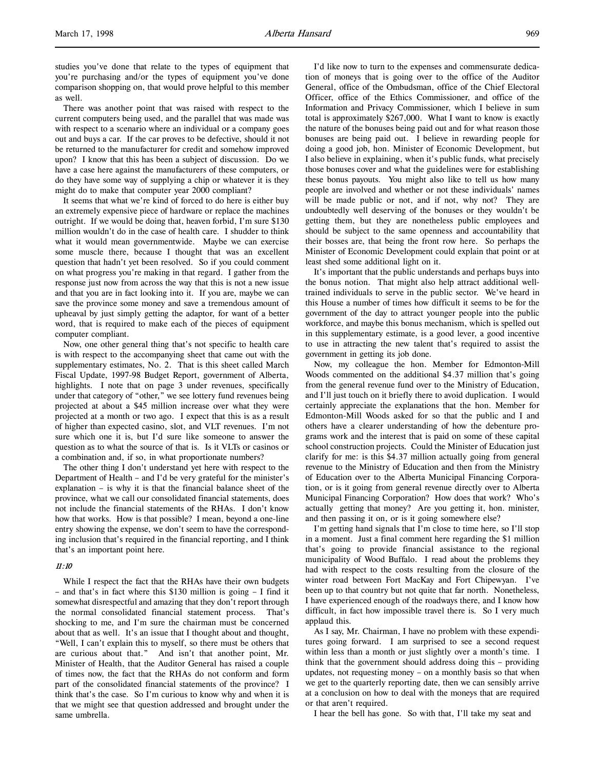studies you've done that relate to the types of equipment that you're purchasing and/or the types of equipment you've done comparison shopping on, that would prove helpful to this member as well.

There was another point that was raised with respect to the current computers being used, and the parallel that was made was with respect to a scenario where an individual or a company goes out and buys a car. If the car proves to be defective, should it not be returned to the manufacturer for credit and somehow improved upon? I know that this has been a subject of discussion. Do we have a case here against the manufacturers of these computers, or do they have some way of supplying a chip or whatever it is they might do to make that computer year 2000 compliant?

It seems that what we're kind of forced to do here is either buy an extremely expensive piece of hardware or replace the machines outright. If we would be doing that, heaven forbid, I'm sure $130 million wouldn't do in the case of health care. I shudder to think what it would mean governmentwide. Maybe we can exercise some muscle there, because I thought that was an excellent question that hadn't yet been resolved. So if you could comment on what progress you're making in that regard. I gather from the response just now from across the way that this is not a new issue and that you are in fact looking into it. If you are, maybe we can save the province some money and save a tremendous amount of upheaval by just simply getting the adaptor, for want of a better word, that is required to make each of the pieces of equipment computer compliant.

Now, one other general thing that's not specific to health care is with respect to the accompanying sheet that came out with the supplementary estimates, No. 2. That is this sheet called March Fiscal Update, 1997-98 Budget Report, government of Alberta, highlights. I note that on page 3 under revenues, specifically under that category of "other," we see lottery fund revenues being projected at about a $45 million increase over what they were projected at a month or two ago. I expect that this is as a result of higher than expected casino, slot, and VLT revenues. I'm not sure which one it is, but I'd sure like someone to answer the question as to what the source of that is. Is it VLTs or casinos or a combination and, if so, in what proportionate numbers?

The other thing I don't understand yet here with respect to the Department of Health – and I'd be very grateful for the minister's explanation – is why it is that the financial balance sheet of the province, what we call our consolidated financial statements, does not include the financial statements of the RHAs. I don't know how that works. How is that possible? I mean, beyond a one-line entry showing the expense, we don't seem to have the corresponding inclusion that's required in the financial reporting, and I think that's an important point here.

*11:10*

While I respect the fact that the RHAs have their own budgets – and that's in fact where this $130 million is going – I find it somewhat disrespectful and amazing that they don't report through the normal consolidated financial statement process. That's shocking to me, and I'm sure the chairman must be concerned about that as well. It's an issue that I thought about and thought, "Well, I can't explain this to myself, so there must be others that are curious about that." And isn't that another point, Mr. Minister of Health, that the Auditor General has raised a couple of times now, the fact that the RHAs do not conform and form part of the consolidated financial statements of the province? I think that's the case. So I'm curious to know why and when it is that we might see that question addressed and brought under the same umbrella.

I'd like now to turn to the expenses and commensurate dedication of moneys that is going over to the office of the Auditor General, office of the Ombudsman, office of the Chief Electoral Officer, office of the Ethics Commissioner, and office of the Information and Privacy Commissioner, which I believe in sum total is approximately $267,000. What I want to know is exactly the nature of the bonuses being paid out and for what reason those bonuses are being paid out. I believe in rewarding people for doing a good job, hon. Minister of Economic Development, but I also believe in explaining, when it's public funds, what precisely those bonuses cover and what the guidelines were for establishing these bonus payouts. You might also like to tell us how many people are involved and whether or not these individuals' names will be made public or not, and if not, why not? They are undoubtedly well deserving of the bonuses or they wouldn't be getting them, but they are nonetheless public employees and should be subject to the same openness and accountability that their bosses are, that being the front row here. So perhaps the Minister of Economic Development could explain that point or at least shed some additional light on it.

It's important that the public understands and perhaps buys into the bonus notion. That might also help attract additional well-trained individuals to serve in the public sector. We've heard in this House a number of times how difficult it seems to be for the government of the day to attract younger people into the public workforce, and maybe this bonus mechanism, which is spelled out in this supplementary estimate, is a good lever, a good incentive to use in attracting the new talent that's required to assist the government in getting its job done.

Now, my colleague the hon. Member for Edmonton-Mill Woods commented on the additional $4.37 million that's going from the general revenue fund over to the Ministry of Education, and I'll just touch on it briefly there to avoid duplication. I would certainly appreciate the explanations that the hon. Member for Edmonton-Mill Woods asked for so that the public and I and others have a clearer understanding of how the debenture programs work and the interest that is paid on some of these capital school construction projects. Could the Minister of Education just clarify for me: is this $4.37 million actually going from general revenue to the Ministry of Education and then from the Ministry of Education over to the Alberta Municipal Financing Corporation, or is it going from general revenue directly over to Alberta Municipal Financing Corporation? How does that work? Who's actually getting that money? Are you getting it, hon. minister, and then passing it on, or is it going somewhere else?

I'm getting hand signals that I'm close to time here, so I'll stop in a moment. Just a final comment here regarding the $1 million that's going to provide financial assistance to the regional municipality of Wood Buffalo. I read about the problems they had with respect to the costs resulting from the closure of the winter road between Fort MacKay and Fort Chipewyan. I've been up to that country but not quite that far north. Nonetheless, I have experienced enough of the roadways there, and I know how difficult, in fact how impossible travel there is. So I very much applaud this.

As I say, Mr. Chairman, I have no problem with these expenditures going forward. I am surprised to see a second request within less than a month or just slightly over a month's time. I think that the government should address doing this – providing updates, not requesting money – on a monthly basis so that when we get to the quarterly reporting date, then we can sensibly arrive at a conclusion on how to deal with the moneys that are required or that aren't required.

I hear the bell has gone. So with that, I'll take my seat and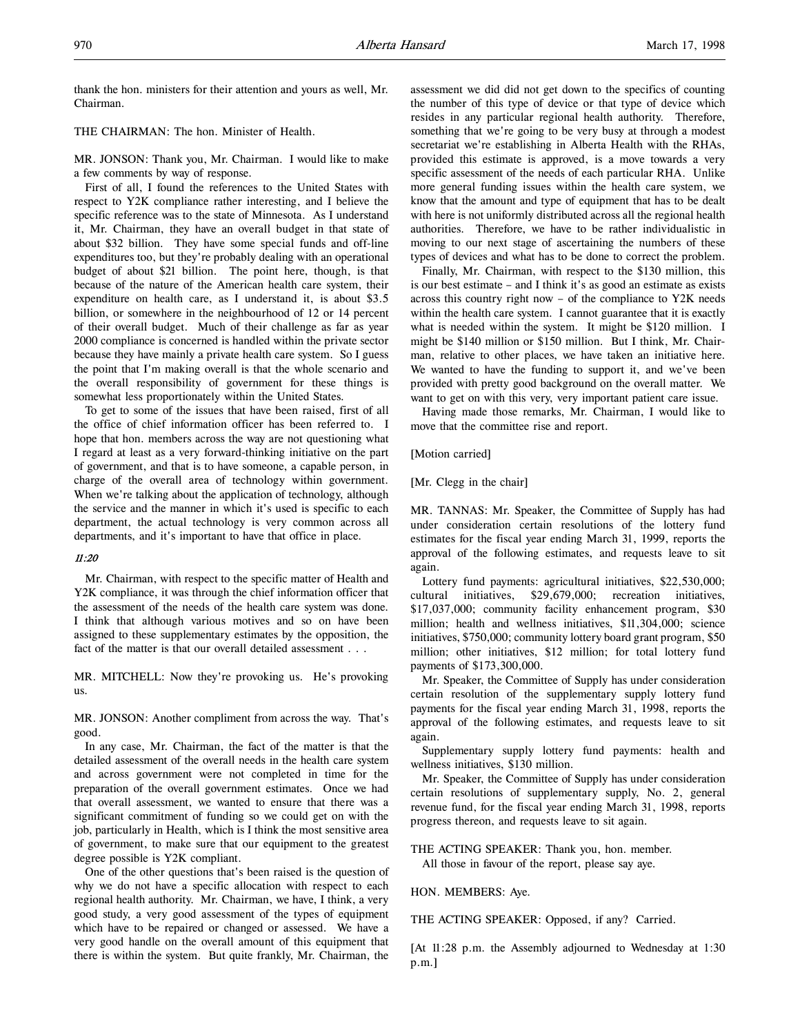thank the hon. ministers for their attention and yours as well, Mr. Chairman.

THE CHAIRMAN: The hon. Minister of Health.

MR. JONSON: Thank you, Mr. Chairman. I would like to make a few comments by way of response.

First of all, I found the references to the United States with respect to Y2K compliance rather interesting, and I believe the specific reference was to the state of Minnesota. As I understand it, Mr. Chairman, they have an overall budget in that state of about $32 billion. They have some special funds and off-line expenditures too, but they're probably dealing with an operational budget of about $21 billion. The point here, though, is that because of the nature of the American health care system, their expenditure on health care, as I understand it, is about $3.5 billion, or somewhere in the neighbourhood of 12 or 14 percent of their overall budget. Much of their challenge as far as year 2000 compliance is concerned is handled within the private sector because they have mainly a private health care system. So I guess the point that I'm making overall is that the whole scenario and the overall responsibility of government for these things is somewhat less proportionately within the United States.

To get to some of the issues that have been raised, first of all the office of chief information officer has been referred to. I hope that hon. members across the way are not questioning what I regard at least as a very forward-thinking initiative on the part of government, and that is to have someone, a capable person, in charge of the overall area of technology within government. When we're talking about the application of technology, although the service and the manner in which it's used is specific to each department, the actual technology is very common across all departments, and it's important to have that office in place.

*11:20*

Mr. Chairman, with respect to the specific matter of Health and Y2K compliance, it was through the chief information officer that the assessment of the needs of the health care system was done. I think that although various motives and so on have been assigned to these supplementary estimates by the opposition, the fact of the matter is that our overall detailed assessment . . .

MR. MITCHELL: Now they're provoking us. He's provoking us.

MR. JONSON: Another compliment from across the way. That's good.

In any case, Mr. Chairman, the fact of the matter is that the detailed assessment of the overall needs in the health care system and across government were not completed in time for the preparation of the overall government estimates. Once we had that overall assessment, we wanted to ensure that there was a significant commitment of funding so we could get on with the job, particularly in Health, which is I think the most sensitive area of government, to make sure that our equipment to the greatest degree possible is Y2K compliant.

One of the other questions that's been raised is the question of why we do not have a specific allocation with respect to each regional health authority. Mr. Chairman, we have, I think, a very good study, a very good assessment of the types of equipment which have to be repaired or changed or assessed. We have a very good handle on the overall amount of this equipment that there is within the system. But quite frankly, Mr. Chairman, the assessment we did did not get down to the specifics of counting the number of this type of device or that type of device which resides in any particular regional health authority. Therefore, something that we're going to be very busy at through a modest secretariat we're establishing in Alberta Health with the RHAs, provided this estimate is approved, is a move towards a very specific assessment of the needs of each particular RHA. Unlike more general funding issues within the health care system, we know that the amount and type of equipment that has to be dealt with here is not uniformly distributed across all the regional health authorities. Therefore, we have to be rather individualistic in moving to our next stage of ascertaining the numbers of these types of devices and what has to be done to correct the problem.

Finally, Mr. Chairman, with respect to the $130 million, this is our best estimate – and I think it's as good an estimate as exists across this country right now – of the compliance to Y2K needs within the health care system. I cannot guarantee that it is exactly what is needed within the system. It might be $120 million. I might be $140 million or $150 million. But I think, Mr. Chairman, relative to other places, we have taken an initiative here. We wanted to have the funding to support it, and we've been provided with pretty good background on the overall matter. We want to get on with this very, very important patient care issue.

Having made those remarks, Mr. Chairman, I would like to move that the committee rise and report.

[Motion carried]

[Mr. Clegg in the chair]

MR. TANNAS: Mr. Speaker, the Committee of Supply has had under consideration certain resolutions of the lottery fund estimates for the fiscal year ending March 31, 1999, reports the approval of the following estimates, and requests leave to sit again.

Lottery fund payments: agricultural initiatives, $22,530,000; cultural initiatives, $29,679,000; recreation initiatives, $17,037,000; community facility enhancement program, $30 million; health and wellness initiatives, $11,304,000; science initiatives, $750,000; community lottery board grant program, $50 million; other initiatives, $12 million; for total lottery fund payments of $173,300,000.

Mr. Speaker, the Committee of Supply has under consideration certain resolution of the supplementary supply lottery fund payments for the fiscal year ending March 31, 1998, reports the approval of the following estimates, and requests leave to sit again.

Supplementary supply lottery fund payments: health and wellness initiatives, $130 million.

Mr. Speaker, the Committee of Supply has under consideration certain resolutions of supplementary supply, No. 2, general revenue fund, for the fiscal year ending March 31, 1998, reports progress thereon, and requests leave to sit again.

THE ACTING SPEAKER: Thank you, hon. member.
All those in favour of the report, please say aye.

HON. MEMBERS: Aye.

THE ACTING SPEAKER: Opposed, if any? Carried.

[At 11:28 p.m. the Assembly adjourned to Wednesday at 1:30 p.m.]